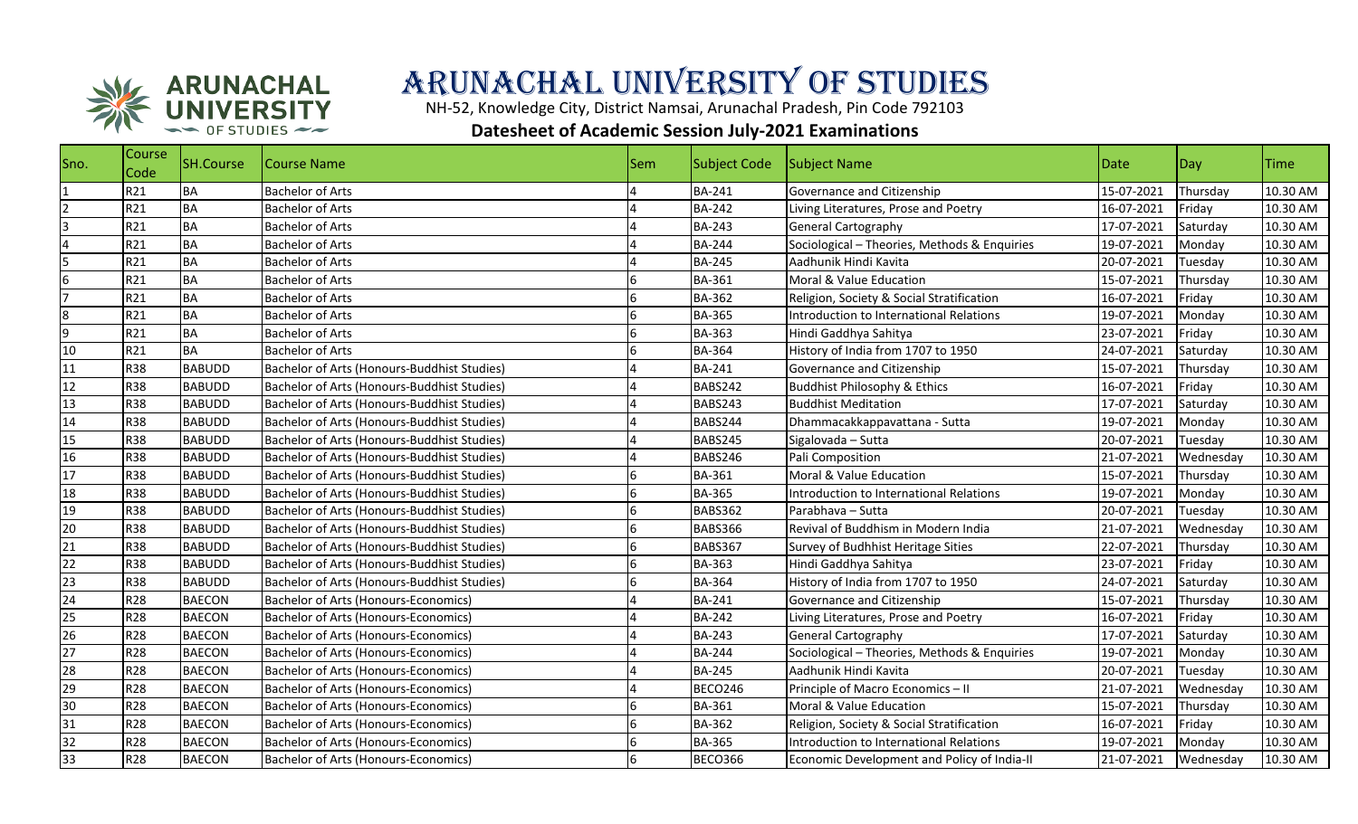# ARUNACHAL UNIVERSITY OF STUDIES

NH-52, Knowledge City, District Namsai, Arunachal Pradesh, Pin Code 792103

**Datesheet of Academic Session July-2021 Examinations**

| Sno. | Course Code | SH.Course | Course Name | Sem | Subject Code | Subject Name | Date | Day | Time |
|---|---|---|---|---|---|---|---|---|---|
| 1 | R21 | BA | Bachelor of Arts | 4 | BA-241 | Governance and Citizenship | 15-07-2021 | Thursday | 10.30 AM |
| 2 | R21 | BA | Bachelor of Arts | 4 | BA-242 | Living Literatures, Prose and Poetry | 16-07-2021 | Friday | 10.30 AM |
| 3 | R21 | BA | Bachelor of Arts | 4 | BA-243 | General Cartography | 17-07-2021 | Saturday | 10.30 AM |
| 4 | R21 | BA | Bachelor of Arts | 4 | BA-244 | Sociological – Theories, Methods & Enquiries | 19-07-2021 | Monday | 10.30 AM |
| 5 | R21 | BA | Bachelor of Arts | 4 | BA-245 | Aadhunik Hindi Kavita | 20-07-2021 | Tuesday | 10.30 AM |
| 6 | R21 | BA | Bachelor of Arts | 6 | BA-361 | Moral & Value Education | 15-07-2021 | Thursday | 10.30 AM |
| 7 | R21 | BA | Bachelor of Arts | 6 | BA-362 | Religion, Society & Social Stratification | 16-07-2021 | Friday | 10.30 AM |
| 8 | R21 | BA | Bachelor of Arts | 6 | BA-365 | Introduction to International Relations | 19-07-2021 | Monday | 10.30 AM |
| 9 | R21 | BA | Bachelor of Arts | 6 | BA-363 | Hindi Gaddhya Sahitya | 23-07-2021 | Friday | 10.30 AM |
| 10 | R21 | BA | Bachelor of Arts | 6 | BA-364 | History of India from 1707 to 1950 | 24-07-2021 | Saturday | 10.30 AM |
| 11 | R38 | BABUDD | Bachelor of Arts (Honours-Buddhist Studies) | 4 | BA-241 | Governance and Citizenship | 15-07-2021 | Thursday | 10.30 AM |
| 12 | R38 | BABUDD | Bachelor of Arts (Honours-Buddhist Studies) | 4 | BABS242 | Buddhist Philosophy & Ethics | 16-07-2021 | Friday | 10.30 AM |
| 13 | R38 | BABUDD | Bachelor of Arts (Honours-Buddhist Studies) | 4 | BABS243 | Buddhist Meditation | 17-07-2021 | Saturday | 10.30 AM |
| 14 | R38 | BABUDD | Bachelor of Arts (Honours-Buddhist Studies) | 4 | BABS244 | Dhammacakkappavattana - Sutta | 19-07-2021 | Monday | 10.30 AM |
| 15 | R38 | BABUDD | Bachelor of Arts (Honours-Buddhist Studies) | 4 | BABS245 | Sigalovada – Sutta | 20-07-2021 | Tuesday | 10.30 AM |
| 16 | R38 | BABUDD | Bachelor of Arts (Honours-Buddhist Studies) | 4 | BABS246 | Pali Composition | 21-07-2021 | Wednesday | 10.30 AM |
| 17 | R38 | BABUDD | Bachelor of Arts (Honours-Buddhist Studies) | 6 | BA-361 | Moral & Value Education | 15-07-2021 | Thursday | 10.30 AM |
| 18 | R38 | BABUDD | Bachelor of Arts (Honours-Buddhist Studies) | 6 | BA-365 | Introduction to International Relations | 19-07-2021 | Monday | 10.30 AM |
| 19 | R38 | BABUDD | Bachelor of Arts (Honours-Buddhist Studies) | 6 | BABS362 | Parabhava – Sutta | 20-07-2021 | Tuesday | 10.30 AM |
| 20 | R38 | BABUDD | Bachelor of Arts (Honours-Buddhist Studies) | 6 | BABS366 | Revival of Buddhism in Modern India | 21-07-2021 | Wednesday | 10.30 AM |
| 21 | R38 | BABUDD | Bachelor of Arts (Honours-Buddhist Studies) | 6 | BABS367 | Survey of Budhhist Heritage Sities | 22-07-2021 | Thursday | 10.30 AM |
| 22 | R38 | BABUDD | Bachelor of Arts (Honours-Buddhist Studies) | 6 | BA-363 | Hindi Gaddhya Sahitya | 23-07-2021 | Friday | 10.30 AM |
| 23 | R38 | BABUDD | Bachelor of Arts (Honours-Buddhist Studies) | 6 | BA-364 | History of India from 1707 to 1950 | 24-07-2021 | Saturday | 10.30 AM |
| 24 | R28 | BAECON | Bachelor of Arts (Honours-Economics) | 4 | BA-241 | Governance and Citizenship | 15-07-2021 | Thursday | 10.30 AM |
| 25 | R28 | BAECON | Bachelor of Arts (Honours-Economics) | 4 | BA-242 | Living Literatures, Prose and Poetry | 16-07-2021 | Friday | 10.30 AM |
| 26 | R28 | BAECON | Bachelor of Arts (Honours-Economics) | 4 | BA-243 | General Cartography | 17-07-2021 | Saturday | 10.30 AM |
| 27 | R28 | BAECON | Bachelor of Arts (Honours-Economics) | 4 | BA-244 | Sociological – Theories, Methods & Enquiries | 19-07-2021 | Monday | 10.30 AM |
| 28 | R28 | BAECON | Bachelor of Arts (Honours-Economics) | 4 | BA-245 | Aadhunik Hindi Kavita | 20-07-2021 | Tuesday | 10.30 AM |
| 29 | R28 | BAECON | Bachelor of Arts (Honours-Economics) | 4 | BECO246 | Principle of Macro Economics – II | 21-07-2021 | Wednesday | 10.30 AM |
| 30 | R28 | BAECON | Bachelor of Arts (Honours-Economics) | 6 | BA-361 | Moral & Value Education | 15-07-2021 | Thursday | 10.30 AM |
| 31 | R28 | BAECON | Bachelor of Arts (Honours-Economics) | 6 | BA-362 | Religion, Society & Social Stratification | 16-07-2021 | Friday | 10.30 AM |
| 32 | R28 | BAECON | Bachelor of Arts (Honours-Economics) | 6 | BA-365 | Introduction to International Relations | 19-07-2021 | Monday | 10.30 AM |
| 33 | R28 | BAECON | Bachelor of Arts (Honours-Economics) | 6 | BECO366 | Economic Development and Policy of India-II | 21-07-2021 | Wednesday | 10.30 AM |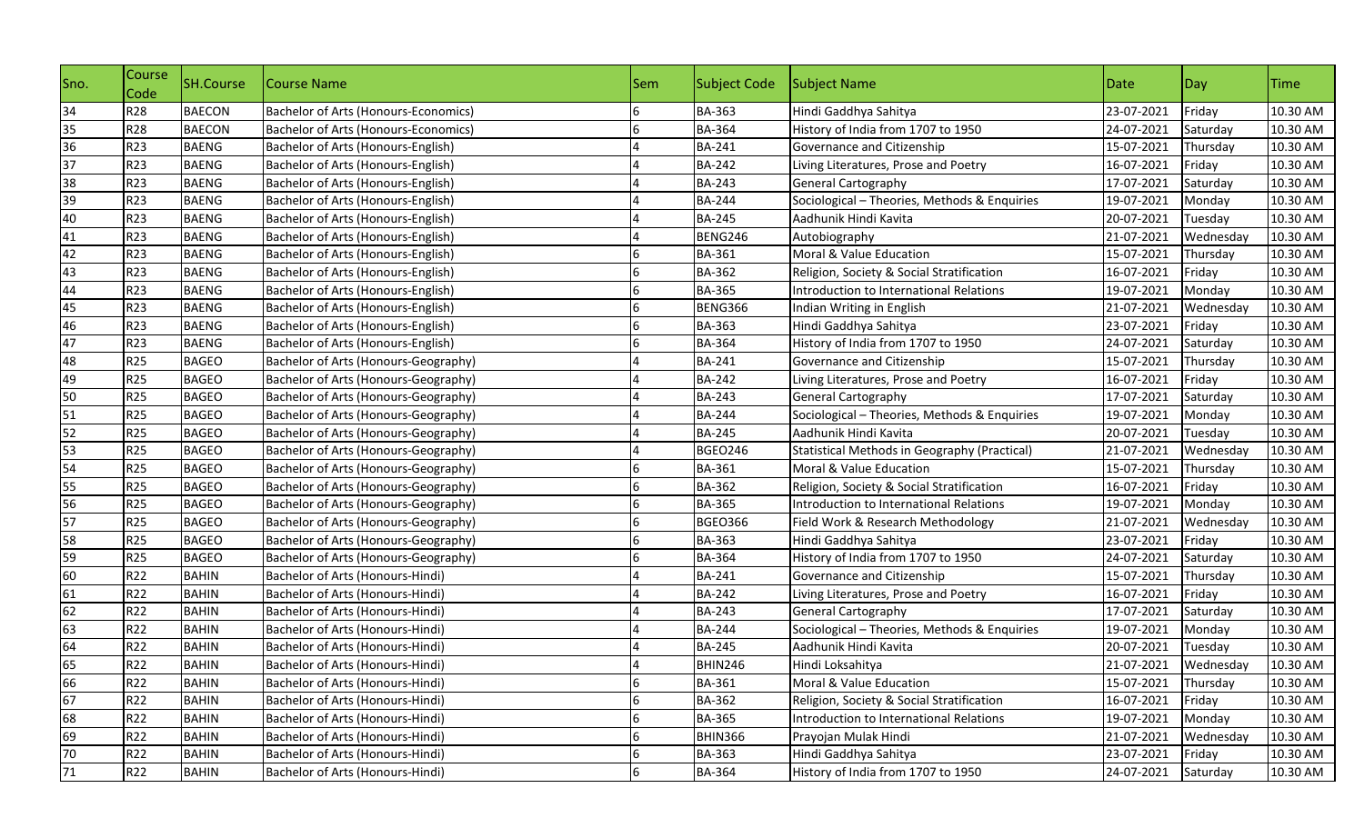| Sno. | Course Code | SH.Course | Course Name | Sem | Subject Code | Subject Name | Date | Day | Time |
|---|---|---|---|---|---|---|---|---|---|
| 34 | R28 | BAECON | Bachelor of Arts (Honours-Economics) | 6 | BA-363 | Hindi Gaddhya Sahitya | 23-07-2021 | Friday | 10.30 AM |
| 35 | R28 | BAECON | Bachelor of Arts (Honours-Economics) | 6 | BA-364 | History of India from 1707 to 1950 | 24-07-2021 | Saturday | 10.30 AM |
| 36 | R23 | BAENG | Bachelor of Arts (Honours-English) | 4 | BA-241 | Governance and Citizenship | 15-07-2021 | Thursday | 10.30 AM |
| 37 | R23 | BAENG | Bachelor of Arts (Honours-English) | 4 | BA-242 | Living Literatures, Prose and Poetry | 16-07-2021 | Friday | 10.30 AM |
| 38 | R23 | BAENG | Bachelor of Arts (Honours-English) | 4 | BA-243 | General Cartography | 17-07-2021 | Saturday | 10.30 AM |
| 39 | R23 | BAENG | Bachelor of Arts (Honours-English) | 4 | BA-244 | Sociological – Theories, Methods & Enquiries | 19-07-2021 | Monday | 10.30 AM |
| 40 | R23 | BAENG | Bachelor of Arts (Honours-English) | 4 | BA-245 | Aadhunik Hindi Kavita | 20-07-2021 | Tuesday | 10.30 AM |
| 41 | R23 | BAENG | Bachelor of Arts (Honours-English) | 4 | BENG246 | Autobiography | 21-07-2021 | Wednesday | 10.30 AM |
| 42 | R23 | BAENG | Bachelor of Arts (Honours-English) | 6 | BA-361 | Moral & Value Education | 15-07-2021 | Thursday | 10.30 AM |
| 43 | R23 | BAENG | Bachelor of Arts (Honours-English) | 6 | BA-362 | Religion, Society & Social Stratification | 16-07-2021 | Friday | 10.30 AM |
| 44 | R23 | BAENG | Bachelor of Arts (Honours-English) | 6 | BA-365 | Introduction to International Relations | 19-07-2021 | Monday | 10.30 AM |
| 45 | R23 | BAENG | Bachelor of Arts (Honours-English) | 6 | BENG366 | Indian Writing in English | 21-07-2021 | Wednesday | 10.30 AM |
| 46 | R23 | BAENG | Bachelor of Arts (Honours-English) | 6 | BA-363 | Hindi Gaddhya Sahitya | 23-07-2021 | Friday | 10.30 AM |
| 47 | R23 | BAENG | Bachelor of Arts (Honours-English) | 6 | BA-364 | History of India from 1707 to 1950 | 24-07-2021 | Saturday | 10.30 AM |
| 48 | R25 | BAGEO | Bachelor of Arts (Honours-Geography) | 4 | BA-241 | Governance and Citizenship | 15-07-2021 | Thursday | 10.30 AM |
| 49 | R25 | BAGEO | Bachelor of Arts (Honours-Geography) | 4 | BA-242 | Living Literatures, Prose and Poetry | 16-07-2021 | Friday | 10.30 AM |
| 50 | R25 | BAGEO | Bachelor of Arts (Honours-Geography) | 4 | BA-243 | General Cartography | 17-07-2021 | Saturday | 10.30 AM |
| 51 | R25 | BAGEO | Bachelor of Arts (Honours-Geography) | 4 | BA-244 | Sociological – Theories, Methods & Enquiries | 19-07-2021 | Monday | 10.30 AM |
| 52 | R25 | BAGEO | Bachelor of Arts (Honours-Geography) | 4 | BA-245 | Aadhunik Hindi Kavita | 20-07-2021 | Tuesday | 10.30 AM |
| 53 | R25 | BAGEO | Bachelor of Arts (Honours-Geography) | 4 | BGEO246 | Statistical Methods in Geography (Practical) | 21-07-2021 | Wednesday | 10.30 AM |
| 54 | R25 | BAGEO | Bachelor of Arts (Honours-Geography) | 6 | BA-361 | Moral & Value Education | 15-07-2021 | Thursday | 10.30 AM |
| 55 | R25 | BAGEO | Bachelor of Arts (Honours-Geography) | 6 | BA-362 | Religion, Society & Social Stratification | 16-07-2021 | Friday | 10.30 AM |
| 56 | R25 | BAGEO | Bachelor of Arts (Honours-Geography) | 6 | BA-365 | Introduction to International Relations | 19-07-2021 | Monday | 10.30 AM |
| 57 | R25 | BAGEO | Bachelor of Arts (Honours-Geography) | 6 | BGEO366 | Field Work & Research Methodology | 21-07-2021 | Wednesday | 10.30 AM |
| 58 | R25 | BAGEO | Bachelor of Arts (Honours-Geography) | 6 | BA-363 | Hindi Gaddhya Sahitya | 23-07-2021 | Friday | 10.30 AM |
| 59 | R25 | BAGEO | Bachelor of Arts (Honours-Geography) | 6 | BA-364 | History of India from 1707 to 1950 | 24-07-2021 | Saturday | 10.30 AM |
| 60 | R22 | BAHIN | Bachelor of Arts (Honours-Hindi) | 4 | BA-241 | Governance and Citizenship | 15-07-2021 | Thursday | 10.30 AM |
| 61 | R22 | BAHIN | Bachelor of Arts (Honours-Hindi) | 4 | BA-242 | Living Literatures, Prose and Poetry | 16-07-2021 | Friday | 10.30 AM |
| 62 | R22 | BAHIN | Bachelor of Arts (Honours-Hindi) | 4 | BA-243 | General Cartography | 17-07-2021 | Saturday | 10.30 AM |
| 63 | R22 | BAHIN | Bachelor of Arts (Honours-Hindi) | 4 | BA-244 | Sociological – Theories, Methods & Enquiries | 19-07-2021 | Monday | 10.30 AM |
| 64 | R22 | BAHIN | Bachelor of Arts (Honours-Hindi) | 4 | BA-245 | Aadhunik Hindi Kavita | 20-07-2021 | Tuesday | 10.30 AM |
| 65 | R22 | BAHIN | Bachelor of Arts (Honours-Hindi) | 4 | BHIN246 | Hindi Loksahitya | 21-07-2021 | Wednesday | 10.30 AM |
| 66 | R22 | BAHIN | Bachelor of Arts (Honours-Hindi) | 6 | BA-361 | Moral & Value Education | 15-07-2021 | Thursday | 10.30 AM |
| 67 | R22 | BAHIN | Bachelor of Arts (Honours-Hindi) | 6 | BA-362 | Religion, Society & Social Stratification | 16-07-2021 | Friday | 10.30 AM |
| 68 | R22 | BAHIN | Bachelor of Arts (Honours-Hindi) | 6 | BA-365 | Introduction to International Relations | 19-07-2021 | Monday | 10.30 AM |
| 69 | R22 | BAHIN | Bachelor of Arts (Honours-Hindi) | 6 | BHIN366 | Prayojan Mulak Hindi | 21-07-2021 | Wednesday | 10.30 AM |
| 70 | R22 | BAHIN | Bachelor of Arts (Honours-Hindi) | 6 | BA-363 | Hindi Gaddhya Sahitya | 23-07-2021 | Friday | 10.30 AM |
| 71 | R22 | BAHIN | Bachelor of Arts (Honours-Hindi) | 6 | BA-364 | History of India from 1707 to 1950 | 24-07-2021 | Saturday | 10.30 AM |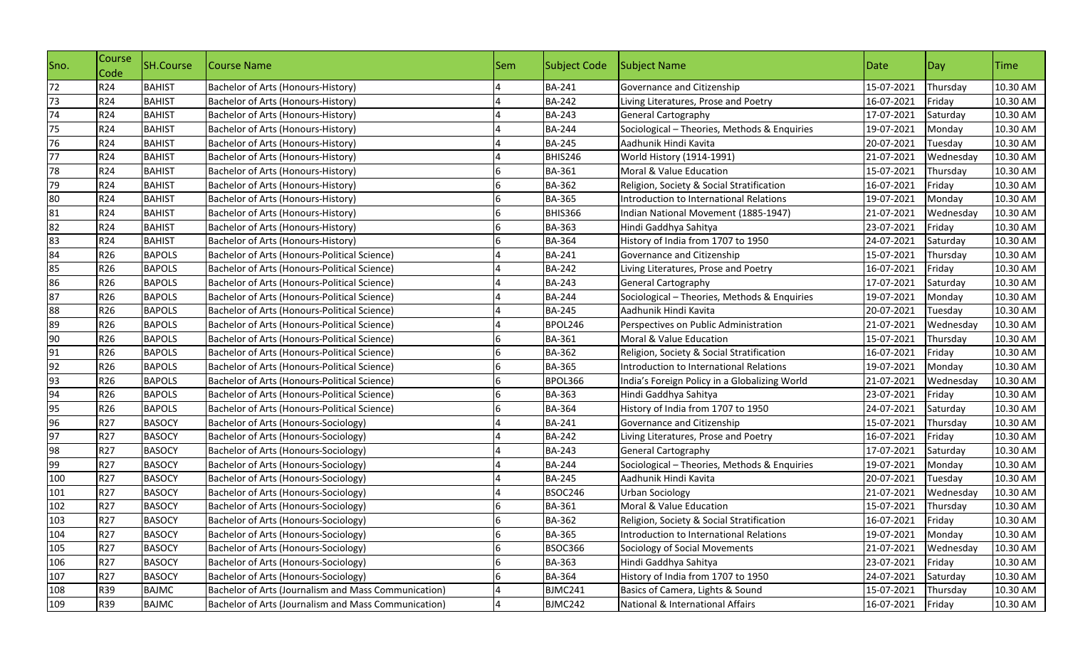| Sno. | Course Code | SH.Course | Course Name | Sem | Subject Code | Subject Name | Date | Day | Time |
|---|---|---|---|---|---|---|---|---|---|
| 72 | R24 | BAHIST | Bachelor of Arts (Honours-History) | 4 | BA-241 | Governance and Citizenship | 15-07-2021 | Thursday | 10.30 AM |
| 73 | R24 | BAHIST | Bachelor of Arts (Honours-History) | 4 | BA-242 | Living Literatures, Prose and Poetry | 16-07-2021 | Friday | 10.30 AM |
| 74 | R24 | BAHIST | Bachelor of Arts (Honours-History) | 4 | BA-243 | General Cartography | 17-07-2021 | Saturday | 10.30 AM |
| 75 | R24 | BAHIST | Bachelor of Arts (Honours-History) | 4 | BA-244 | Sociological – Theories, Methods & Enquiries | 19-07-2021 | Monday | 10.30 AM |
| 76 | R24 | BAHIST | Bachelor of Arts (Honours-History) | 4 | BA-245 | Aadhunik Hindi Kavita | 20-07-2021 | Tuesday | 10.30 AM |
| 77 | R24 | BAHIST | Bachelor of Arts (Honours-History) | 4 | BHIS246 | World History (1914-1991) | 21-07-2021 | Wednesday | 10.30 AM |
| 78 | R24 | BAHIST | Bachelor of Arts (Honours-History) | 6 | BA-361 | Moral & Value Education | 15-07-2021 | Thursday | 10.30 AM |
| 79 | R24 | BAHIST | Bachelor of Arts (Honours-History) | 6 | BA-362 | Religion, Society & Social Stratification | 16-07-2021 | Friday | 10.30 AM |
| 80 | R24 | BAHIST | Bachelor of Arts (Honours-History) | 6 | BA-365 | Introduction to International Relations | 19-07-2021 | Monday | 10.30 AM |
| 81 | R24 | BAHIST | Bachelor of Arts (Honours-History) | 6 | BHIS366 | Indian National Movement (1885-1947) | 21-07-2021 | Wednesday | 10.30 AM |
| 82 | R24 | BAHIST | Bachelor of Arts (Honours-History) | 6 | BA-363 | Hindi Gaddhya Sahitya | 23-07-2021 | Friday | 10.30 AM |
| 83 | R24 | BAHIST | Bachelor of Arts (Honours-History) | 6 | BA-364 | History of India from 1707 to 1950 | 24-07-2021 | Saturday | 10.30 AM |
| 84 | R26 | BAPOLS | Bachelor of Arts (Honours-Political Science) | 4 | BA-241 | Governance and Citizenship | 15-07-2021 | Thursday | 10.30 AM |
| 85 | R26 | BAPOLS | Bachelor of Arts (Honours-Political Science) | 4 | BA-242 | Living Literatures, Prose and Poetry | 16-07-2021 | Friday | 10.30 AM |
| 86 | R26 | BAPOLS | Bachelor of Arts (Honours-Political Science) | 4 | BA-243 | General Cartography | 17-07-2021 | Saturday | 10.30 AM |
| 87 | R26 | BAPOLS | Bachelor of Arts (Honours-Political Science) | 4 | BA-244 | Sociological – Theories, Methods & Enquiries | 19-07-2021 | Monday | 10.30 AM |
| 88 | R26 | BAPOLS | Bachelor of Arts (Honours-Political Science) | 4 | BA-245 | Aadhunik Hindi Kavita | 20-07-2021 | Tuesday | 10.30 AM |
| 89 | R26 | BAPOLS | Bachelor of Arts (Honours-Political Science) | 4 | BPOL246 | Perspectives on Public Administration | 21-07-2021 | Wednesday | 10.30 AM |
| 90 | R26 | BAPOLS | Bachelor of Arts (Honours-Political Science) | 6 | BA-361 | Moral & Value Education | 15-07-2021 | Thursday | 10.30 AM |
| 91 | R26 | BAPOLS | Bachelor of Arts (Honours-Political Science) | 6 | BA-362 | Religion, Society & Social Stratification | 16-07-2021 | Friday | 10.30 AM |
| 92 | R26 | BAPOLS | Bachelor of Arts (Honours-Political Science) | 6 | BA-365 | Introduction to International Relations | 19-07-2021 | Monday | 10.30 AM |
| 93 | R26 | BAPOLS | Bachelor of Arts (Honours-Political Science) | 6 | BPOL366 | India's Foreign Policy in a Globalizing World | 21-07-2021 | Wednesday | 10.30 AM |
| 94 | R26 | BAPOLS | Bachelor of Arts (Honours-Political Science) | 6 | BA-363 | Hindi Gaddhya Sahitya | 23-07-2021 | Friday | 10.30 AM |
| 95 | R26 | BAPOLS | Bachelor of Arts (Honours-Political Science) | 6 | BA-364 | History of India from 1707 to 1950 | 24-07-2021 | Saturday | 10.30 AM |
| 96 | R27 | BASOCY | Bachelor of Arts (Honours-Sociology) | 4 | BA-241 | Governance and Citizenship | 15-07-2021 | Thursday | 10.30 AM |
| 97 | R27 | BASOCY | Bachelor of Arts (Honours-Sociology) | 4 | BA-242 | Living Literatures, Prose and Poetry | 16-07-2021 | Friday | 10.30 AM |
| 98 | R27 | BASOCY | Bachelor of Arts (Honours-Sociology) | 4 | BA-243 | General Cartography | 17-07-2021 | Saturday | 10.30 AM |
| 99 | R27 | BASOCY | Bachelor of Arts (Honours-Sociology) | 4 | BA-244 | Sociological – Theories, Methods & Enquiries | 19-07-2021 | Monday | 10.30 AM |
| 100 | R27 | BASOCY | Bachelor of Arts (Honours-Sociology) | 4 | BA-245 | Aadhunik Hindi Kavita | 20-07-2021 | Tuesday | 10.30 AM |
| 101 | R27 | BASOCY | Bachelor of Arts (Honours-Sociology) | 4 | BSOC246 | Urban Sociology | 21-07-2021 | Wednesday | 10.30 AM |
| 102 | R27 | BASOCY | Bachelor of Arts (Honours-Sociology) | 6 | BA-361 | Moral & Value Education | 15-07-2021 | Thursday | 10.30 AM |
| 103 | R27 | BASOCY | Bachelor of Arts (Honours-Sociology) | 6 | BA-362 | Religion, Society & Social Stratification | 16-07-2021 | Friday | 10.30 AM |
| 104 | R27 | BASOCY | Bachelor of Arts (Honours-Sociology) | 6 | BA-365 | Introduction to International Relations | 19-07-2021 | Monday | 10.30 AM |
| 105 | R27 | BASOCY | Bachelor of Arts (Honours-Sociology) | 6 | BSOC366 | Sociology of Social Movements | 21-07-2021 | Wednesday | 10.30 AM |
| 106 | R27 | BASOCY | Bachelor of Arts (Honours-Sociology) | 6 | BA-363 | Hindi Gaddhya Sahitya | 23-07-2021 | Friday | 10.30 AM |
| 107 | R27 | BASOCY | Bachelor of Arts (Honours-Sociology) | 6 | BA-364 | History of India from 1707 to 1950 | 24-07-2021 | Saturday | 10.30 AM |
| 108 | R39 | BAJMC | Bachelor of Arts (Journalism and Mass Communication) | 4 | BJMC241 | Basics of Camera, Lights & Sound | 15-07-2021 | Thursday | 10.30 AM |
| 109 | R39 | BAJMC | Bachelor of Arts (Journalism and Mass Communication) | 4 | BJMC242 | National & International Affairs | 16-07-2021 | Friday | 10.30 AM |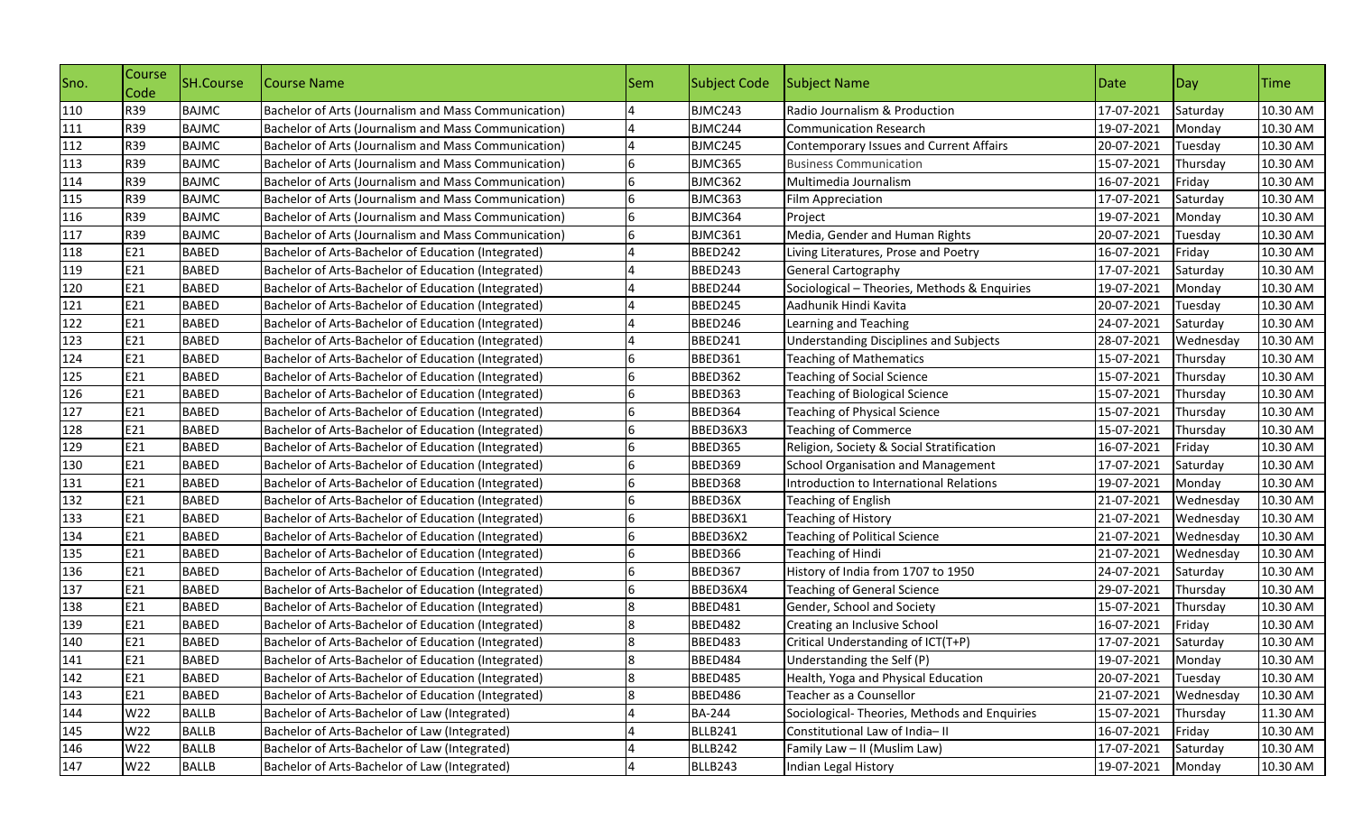| Sno. | Course Code | SH.Course | Course Name | Sem | Subject Code | Subject Name | Date | Day | Time |
|---|---|---|---|---|---|---|---|---|---|
| 110 | R39 | BAJMC | Bachelor of Arts (Journalism and Mass Communication) | 4 | BJMC243 | Radio Journalism & Production | 17-07-2021 | Saturday | 10.30 AM |
| 111 | R39 | BAJMC | Bachelor of Arts (Journalism and Mass Communication) | 4 | BJMC244 | Communication Research | 19-07-2021 | Monday | 10.30 AM |
| 112 | R39 | BAJMC | Bachelor of Arts (Journalism and Mass Communication) | 4 | BJMC245 | Contemporary Issues and Current Affairs | 20-07-2021 | Tuesday | 10.30 AM |
| 113 | R39 | BAJMC | Bachelor of Arts (Journalism and Mass Communication) | 6 | BJMC365 | Business Communication | 15-07-2021 | Thursday | 10.30 AM |
| 114 | R39 | BAJMC | Bachelor of Arts (Journalism and Mass Communication) | 6 | BJMC362 | Multimedia Journalism | 16-07-2021 | Friday | 10.30 AM |
| 115 | R39 | BAJMC | Bachelor of Arts (Journalism and Mass Communication) | 6 | BJMC363 | Film Appreciation | 17-07-2021 | Saturday | 10.30 AM |
| 116 | R39 | BAJMC | Bachelor of Arts (Journalism and Mass Communication) | 6 | BJMC364 | Project | 19-07-2021 | Monday | 10.30 AM |
| 117 | R39 | BAJMC | Bachelor of Arts (Journalism and Mass Communication) | 6 | BJMC361 | Media, Gender and Human Rights | 20-07-2021 | Tuesday | 10.30 AM |
| 118 | E21 | BABED | Bachelor of Arts-Bachelor of Education (Integrated) | 4 | BBED242 | Living Literatures, Prose and Poetry | 16-07-2021 | Friday | 10.30 AM |
| 119 | E21 | BABED | Bachelor of Arts-Bachelor of Education (Integrated) | 4 | BBED243 | General Cartography | 17-07-2021 | Saturday | 10.30 AM |
| 120 | E21 | BABED | Bachelor of Arts-Bachelor of Education (Integrated) | 4 | BBED244 | Sociological – Theories, Methods & Enquiries | 19-07-2021 | Monday | 10.30 AM |
| 121 | E21 | BABED | Bachelor of Arts-Bachelor of Education (Integrated) | 4 | BBED245 | Aadhunik Hindi Kavita | 20-07-2021 | Tuesday | 10.30 AM |
| 122 | E21 | BABED | Bachelor of Arts-Bachelor of Education (Integrated) | 4 | BBED246 | Learning and Teaching | 24-07-2021 | Saturday | 10.30 AM |
| 123 | E21 | BABED | Bachelor of Arts-Bachelor of Education (Integrated) | 4 | BBED241 | Understanding Disciplines and Subjects | 28-07-2021 | Wednesday | 10.30 AM |
| 124 | E21 | BABED | Bachelor of Arts-Bachelor of Education (Integrated) | 6 | BBED361 | Teaching of Mathematics | 15-07-2021 | Thursday | 10.30 AM |
| 125 | E21 | BABED | Bachelor of Arts-Bachelor of Education (Integrated) | 6 | BBED362 | Teaching of Social Science | 15-07-2021 | Thursday | 10.30 AM |
| 126 | E21 | BABED | Bachelor of Arts-Bachelor of Education (Integrated) | 6 | BBED363 | Teaching of Biological Science | 15-07-2021 | Thursday | 10.30 AM |
| 127 | E21 | BABED | Bachelor of Arts-Bachelor of Education (Integrated) | 6 | BBED364 | Teaching of Physical Science | 15-07-2021 | Thursday | 10.30 AM |
| 128 | E21 | BABED | Bachelor of Arts-Bachelor of Education (Integrated) | 6 | BBED36X3 | Teaching of Commerce | 15-07-2021 | Thursday | 10.30 AM |
| 129 | E21 | BABED | Bachelor of Arts-Bachelor of Education (Integrated) | 6 | BBED365 | Religion, Society & Social Stratification | 16-07-2021 | Friday | 10.30 AM |
| 130 | E21 | BABED | Bachelor of Arts-Bachelor of Education (Integrated) | 6 | BBED369 | School Organisation and Management | 17-07-2021 | Saturday | 10.30 AM |
| 131 | E21 | BABED | Bachelor of Arts-Bachelor of Education (Integrated) | 6 | BBED368 | Introduction to International Relations | 19-07-2021 | Monday | 10.30 AM |
| 132 | E21 | BABED | Bachelor of Arts-Bachelor of Education (Integrated) | 6 | BBED36X | Teaching of English | 21-07-2021 | Wednesday | 10.30 AM |
| 133 | E21 | BABED | Bachelor of Arts-Bachelor of Education (Integrated) | 6 | BBED36X1 | Teaching of History | 21-07-2021 | Wednesday | 10.30 AM |
| 134 | E21 | BABED | Bachelor of Arts-Bachelor of Education (Integrated) | 6 | BBED36X2 | Teaching of Political Science | 21-07-2021 | Wednesday | 10.30 AM |
| 135 | E21 | BABED | Bachelor of Arts-Bachelor of Education (Integrated) | 6 | BBED366 | Teaching of Hindi | 21-07-2021 | Wednesday | 10.30 AM |
| 136 | E21 | BABED | Bachelor of Arts-Bachelor of Education (Integrated) | 6 | BBED367 | History of India from 1707 to 1950 | 24-07-2021 | Saturday | 10.30 AM |
| 137 | E21 | BABED | Bachelor of Arts-Bachelor of Education (Integrated) | 6 | BBED36X4 | Teaching of General Science | 29-07-2021 | Thursday | 10.30 AM |
| 138 | E21 | BABED | Bachelor of Arts-Bachelor of Education (Integrated) | 8 | BBED481 | Gender, School and Society | 15-07-2021 | Thursday | 10.30 AM |
| 139 | E21 | BABED | Bachelor of Arts-Bachelor of Education (Integrated) | 8 | BBED482 | Creating an Inclusive School | 16-07-2021 | Friday | 10.30 AM |
| 140 | E21 | BABED | Bachelor of Arts-Bachelor of Education (Integrated) | 8 | BBED483 | Critical Understanding of ICT(T+P) | 17-07-2021 | Saturday | 10.30 AM |
| 141 | E21 | BABED | Bachelor of Arts-Bachelor of Education (Integrated) | 8 | BBED484 | Understanding the Self (P) | 19-07-2021 | Monday | 10.30 AM |
| 142 | E21 | BABED | Bachelor of Arts-Bachelor of Education (Integrated) | 8 | BBED485 | Health, Yoga and Physical Education | 20-07-2021 | Tuesday | 10.30 AM |
| 143 | E21 | BABED | Bachelor of Arts-Bachelor of Education (Integrated) | 8 | BBED486 | Teacher as a Counsellor | 21-07-2021 | Wednesday | 10.30 AM |
| 144 | W22 | BALLB | Bachelor of Arts-Bachelor of Law (Integrated) | 4 | BA-244 | Sociological- Theories, Methods and Enquiries | 15-07-2021 | Thursday | 11.30 AM |
| 145 | W22 | BALLB | Bachelor of Arts-Bachelor of Law (Integrated) | 4 | BLLB241 | Constitutional Law of India– II | 16-07-2021 | Friday | 10.30 AM |
| 146 | W22 | BALLB | Bachelor of Arts-Bachelor of Law (Integrated) | 4 | BLLB242 | Family Law – II (Muslim Law) | 17-07-2021 | Saturday | 10.30 AM |
| 147 | W22 | BALLB | Bachelor of Arts-Bachelor of Law (Integrated) | 4 | BLLB243 | Indian Legal History | 19-07-2021 | Monday | 10.30 AM |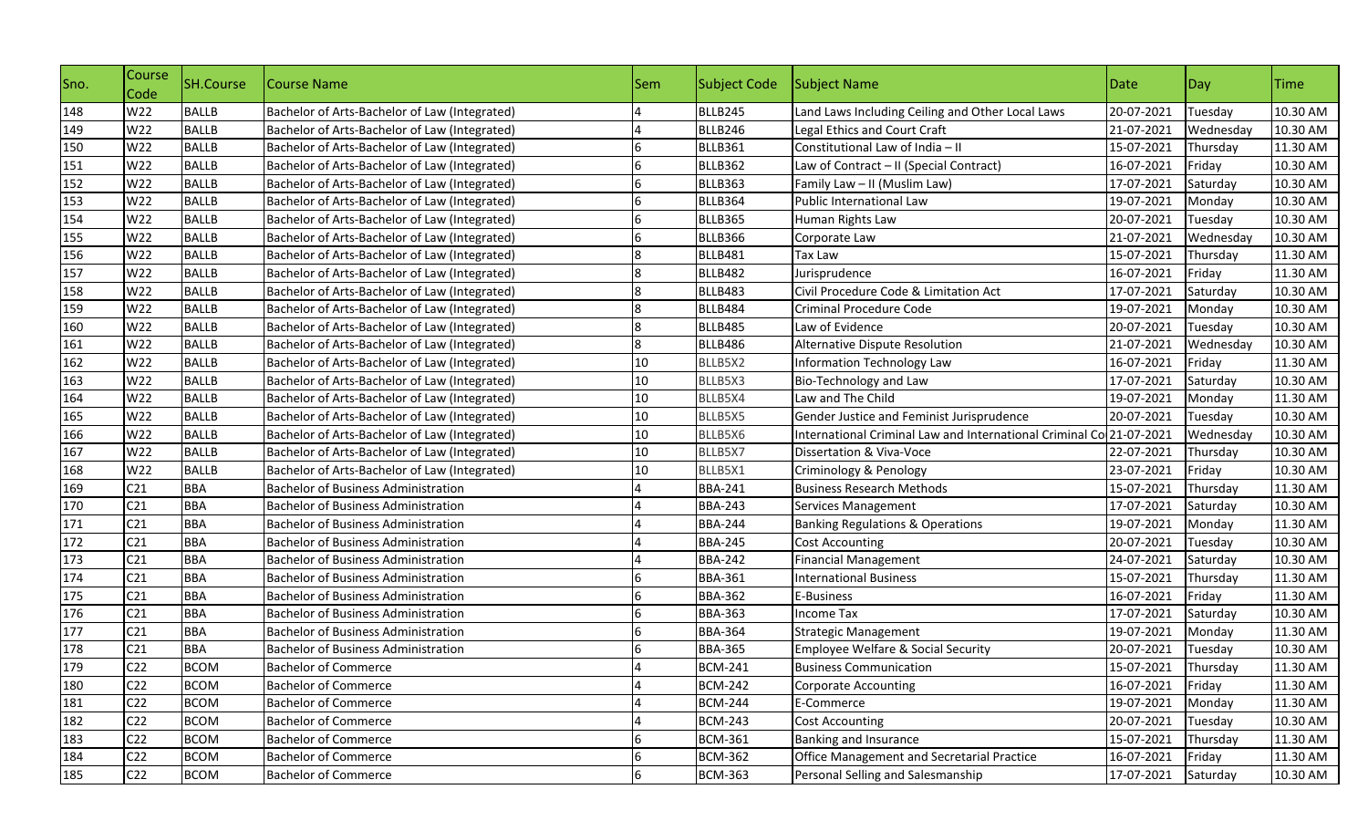| Sno. | Course Code | SH.Course | Course Name | Sem | Subject Code | Subject Name | Date | Day | Time |
|---|---|---|---|---|---|---|---|---|---|
| 148 | W22 | BALLB | Bachelor of Arts-Bachelor of Law (Integrated) | 4 | BLLB245 | Land Laws Including Ceiling and Other Local Laws | 20-07-2021 | Tuesday | 10.30 AM |
| 149 | W22 | BALLB | Bachelor of Arts-Bachelor of Law (Integrated) | 4 | BLLB246 | Legal Ethics and Court Craft | 21-07-2021 | Wednesday | 10.30 AM |
| 150 | W22 | BALLB | Bachelor of Arts-Bachelor of Law (Integrated) | 6 | BLLB361 | Constitutional Law of India – II | 15-07-2021 | Thursday | 11.30 AM |
| 151 | W22 | BALLB | Bachelor of Arts-Bachelor of Law (Integrated) | 6 | BLLB362 | Law of Contract – II (Special Contract) | 16-07-2021 | Friday | 10.30 AM |
| 152 | W22 | BALLB | Bachelor of Arts-Bachelor of Law (Integrated) | 6 | BLLB363 | Family Law – II (Muslim Law) | 17-07-2021 | Saturday | 10.30 AM |
| 153 | W22 | BALLB | Bachelor of Arts-Bachelor of Law (Integrated) | 6 | BLLB364 | Public International Law | 19-07-2021 | Monday | 10.30 AM |
| 154 | W22 | BALLB | Bachelor of Arts-Bachelor of Law (Integrated) | 6 | BLLB365 | Human Rights Law | 20-07-2021 | Tuesday | 10.30 AM |
| 155 | W22 | BALLB | Bachelor of Arts-Bachelor of Law (Integrated) | 6 | BLLB366 | Corporate Law | 21-07-2021 | Wednesday | 10.30 AM |
| 156 | W22 | BALLB | Bachelor of Arts-Bachelor of Law (Integrated) | 8 | BLLB481 | Tax Law | 15-07-2021 | Thursday | 11.30 AM |
| 157 | W22 | BALLB | Bachelor of Arts-Bachelor of Law (Integrated) | 8 | BLLB482 | Jurisprudence | 16-07-2021 | Friday | 11.30 AM |
| 158 | W22 | BALLB | Bachelor of Arts-Bachelor of Law (Integrated) | 8 | BLLB483 | Civil Procedure Code & Limitation Act | 17-07-2021 | Saturday | 10.30 AM |
| 159 | W22 | BALLB | Bachelor of Arts-Bachelor of Law (Integrated) | 8 | BLLB484 | Criminal Procedure Code | 19-07-2021 | Monday | 10.30 AM |
| 160 | W22 | BALLB | Bachelor of Arts-Bachelor of Law (Integrated) | 8 | BLLB485 | Law of Evidence | 20-07-2021 | Tuesday | 10.30 AM |
| 161 | W22 | BALLB | Bachelor of Arts-Bachelor of Law (Integrated) | 8 | BLLB486 | Alternative Dispute Resolution | 21-07-2021 | Wednesday | 10.30 AM |
| 162 | W22 | BALLB | Bachelor of Arts-Bachelor of Law (Integrated) | 10 | BLLB5X2 | Information Technology Law | 16-07-2021 | Friday | 11.30 AM |
| 163 | W22 | BALLB | Bachelor of Arts-Bachelor of Law (Integrated) | 10 | BLLB5X3 | Bio-Technology and Law | 17-07-2021 | Saturday | 10.30 AM |
| 164 | W22 | BALLB | Bachelor of Arts-Bachelor of Law (Integrated) | 10 | BLLB5X4 | Law and The Child | 19-07-2021 | Monday | 11.30 AM |
| 165 | W22 | BALLB | Bachelor of Arts-Bachelor of Law (Integrated) | 10 | BLLB5X5 | Gender Justice and Feminist Jurisprudence | 20-07-2021 | Tuesday | 10.30 AM |
| 166 | W22 | BALLB | Bachelor of Arts-Bachelor of Law (Integrated) | 10 | BLLB5X6 | International Criminal Law and International Criminal Co | 21-07-2021 | Wednesday | 10.30 AM |
| 167 | W22 | BALLB | Bachelor of Arts-Bachelor of Law (Integrated) | 10 | BLLB5X7 | Dissertation & Viva-Voce | 22-07-2021 | Thursday | 10.30 AM |
| 168 | W22 | BALLB | Bachelor of Arts-Bachelor of Law (Integrated) | 10 | BLLB5X1 | Criminology & Penology | 23-07-2021 | Friday | 10.30 AM |
| 169 | C21 | BBA | Bachelor of Business Administration | 4 | BBA-241 | Business Research Methods | 15-07-2021 | Thursday | 11.30 AM |
| 170 | C21 | BBA | Bachelor of Business Administration | 4 | BBA-243 | Services Management | 17-07-2021 | Saturday | 10.30 AM |
| 171 | C21 | BBA | Bachelor of Business Administration | 4 | BBA-244 | Banking Regulations & Operations | 19-07-2021 | Monday | 11.30 AM |
| 172 | C21 | BBA | Bachelor of Business Administration | 4 | BBA-245 | Cost Accounting | 20-07-2021 | Tuesday | 10.30 AM |
| 173 | C21 | BBA | Bachelor of Business Administration | 4 | BBA-242 | Financial Management | 24-07-2021 | Saturday | 10.30 AM |
| 174 | C21 | BBA | Bachelor of Business Administration | 6 | BBA-361 | International Business | 15-07-2021 | Thursday | 11.30 AM |
| 175 | C21 | BBA | Bachelor of Business Administration | 6 | BBA-362 | E-Business | 16-07-2021 | Friday | 11.30 AM |
| 176 | C21 | BBA | Bachelor of Business Administration | 6 | BBA-363 | Income Tax | 17-07-2021 | Saturday | 10.30 AM |
| 177 | C21 | BBA | Bachelor of Business Administration | 6 | BBA-364 | Strategic Management | 19-07-2021 | Monday | 11.30 AM |
| 178 | C21 | BBA | Bachelor of Business Administration | 6 | BBA-365 | Employee Welfare & Social Security | 20-07-2021 | Tuesday | 10.30 AM |
| 179 | C22 | BCOM | Bachelor of Commerce | 4 | BCM-241 | Business Communication | 15-07-2021 | Thursday | 11.30 AM |
| 180 | C22 | BCOM | Bachelor of Commerce | 4 | BCM-242 | Corporate Accounting | 16-07-2021 | Friday | 11.30 AM |
| 181 | C22 | BCOM | Bachelor of Commerce | 4 | BCM-244 | E-Commerce | 19-07-2021 | Monday | 11.30 AM |
| 182 | C22 | BCOM | Bachelor of Commerce | 4 | BCM-243 | Cost Accounting | 20-07-2021 | Tuesday | 10.30 AM |
| 183 | C22 | BCOM | Bachelor of Commerce | 6 | BCM-361 | Banking and Insurance | 15-07-2021 | Thursday | 11.30 AM |
| 184 | C22 | BCOM | Bachelor of Commerce | 6 | BCM-362 | Office Management and Secretarial Practice | 16-07-2021 | Friday | 11.30 AM |
| 185 | C22 | BCOM | Bachelor of Commerce | 6 | BCM-363 | Personal Selling and Salesmanship | 17-07-2021 | Saturday | 10.30 AM |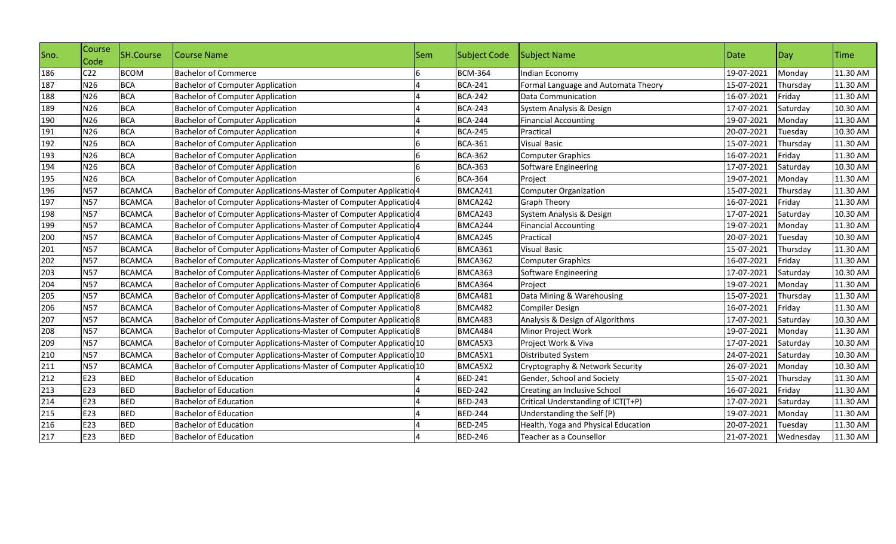| Sno. | Course Code | SH.Course | Course Name | Sem | Subject Code | Subject Name | Date | Day | Time |
|---|---|---|---|---|---|---|---|---|---|
| 186 | C22 | BCOM | Bachelor of Commerce | 6 | BCM-364 | Indian Economy | 19-07-2021 | Monday | 11.30 AM |
| 187 | N26 | BCA | Bachelor of Computer Application | 4 | BCA-241 | Formal Language and Automata Theory | 15-07-2021 | Thursday | 11.30 AM |
| 188 | N26 | BCA | Bachelor of Computer Application | 4 | BCA-242 | Data Communication | 16-07-2021 | Friday | 11.30 AM |
| 189 | N26 | BCA | Bachelor of Computer Application | 4 | BCA-243 | System Analysis & Design | 17-07-2021 | Saturday | 10.30 AM |
| 190 | N26 | BCA | Bachelor of Computer Application | 4 | BCA-244 | Financial Accounting | 19-07-2021 | Monday | 11.30 AM |
| 191 | N26 | BCA | Bachelor of Computer Application | 4 | BCA-245 | Practical | 20-07-2021 | Tuesday | 10.30 AM |
| 192 | N26 | BCA | Bachelor of Computer Application | 6 | BCA-361 | Visual Basic | 15-07-2021 | Thursday | 11.30 AM |
| 193 | N26 | BCA | Bachelor of Computer Application | 6 | BCA-362 | Computer Graphics | 16-07-2021 | Friday | 11.30 AM |
| 194 | N26 | BCA | Bachelor of Computer Application | 6 | BCA-363 | Software Engineering | 17-07-2021 | Saturday | 10.30 AM |
| 195 | N26 | BCA | Bachelor of Computer Application | 6 | BCA-364 | Project | 19-07-2021 | Monday | 11.30 AM |
| 196 | N57 | BCAMCA | Bachelor of Computer Applications-Master of Computer Applicatio | 4 | BMCA241 | Computer Organization | 15-07-2021 | Thursday | 11.30 AM |
| 197 | N57 | BCAMCA | Bachelor of Computer Applications-Master of Computer Applicatio | 4 | BMCA242 | Graph Theory | 16-07-2021 | Friday | 11.30 AM |
| 198 | N57 | BCAMCA | Bachelor of Computer Applications-Master of Computer Applicatio | 4 | BMCA243 | System Analysis & Design | 17-07-2021 | Saturday | 10.30 AM |
| 199 | N57 | BCAMCA | Bachelor of Computer Applications-Master of Computer Applicatio | 4 | BMCA244 | Financial Accounting | 19-07-2021 | Monday | 11.30 AM |
| 200 | N57 | BCAMCA | Bachelor of Computer Applications-Master of Computer Applicatio | 4 | BMCA245 | Practical | 20-07-2021 | Tuesday | 10.30 AM |
| 201 | N57 | BCAMCA | Bachelor of Computer Applications-Master of Computer Applicatio | 6 | BMCA361 | Visual Basic | 15-07-2021 | Thursday | 11.30 AM |
| 202 | N57 | BCAMCA | Bachelor of Computer Applications-Master of Computer Applicatio | 6 | BMCA362 | Computer Graphics | 16-07-2021 | Friday | 11.30 AM |
| 203 | N57 | BCAMCA | Bachelor of Computer Applications-Master of Computer Applicatio | 6 | BMCA363 | Software Engineering | 17-07-2021 | Saturday | 10.30 AM |
| 204 | N57 | BCAMCA | Bachelor of Computer Applications-Master of Computer Applicatio | 6 | BMCA364 | Project | 19-07-2021 | Monday | 11.30 AM |
| 205 | N57 | BCAMCA | Bachelor of Computer Applications-Master of Computer Applicatio | 8 | BMCA481 | Data Mining & Warehousing | 15-07-2021 | Thursday | 11.30 AM |
| 206 | N57 | BCAMCA | Bachelor of Computer Applications-Master of Computer Applicatio | 8 | BMCA482 | Compiler Design | 16-07-2021 | Friday | 11.30 AM |
| 207 | N57 | BCAMCA | Bachelor of Computer Applications-Master of Computer Applicatio | 8 | BMCA483 | Analysis & Design of Algorithms | 17-07-2021 | Saturday | 10.30 AM |
| 208 | N57 | BCAMCA | Bachelor of Computer Applications-Master of Computer Applicatio | 8 | BMCA484 | Minor Project Work | 19-07-2021 | Monday | 11.30 AM |
| 209 | N57 | BCAMCA | Bachelor of Computer Applications-Master of Computer Applicatio | 10 | BMCA5X3 | Project Work & Viva | 17-07-2021 | Saturday | 10.30 AM |
| 210 | N57 | BCAMCA | Bachelor of Computer Applications-Master of Computer Applicatio | 10 | BMCA5X1 | Distributed System | 24-07-2021 | Saturday | 10.30 AM |
| 211 | N57 | BCAMCA | Bachelor of Computer Applications-Master of Computer Applicatio | 10 | BMCA5X2 | Cryptography & Network Security | 26-07-2021 | Monday | 10.30 AM |
| 212 | E23 | BED | Bachelor of Education | 4 | BED-241 | Gender, School and Society | 15-07-2021 | Thursday | 11.30 AM |
| 213 | E23 | BED | Bachelor of Education | 4 | BED-242 | Creating an Inclusive School | 16-07-2021 | Friday | 11.30 AM |
| 214 | E23 | BED | Bachelor of Education | 4 | BED-243 | Critical Understanding of ICT(T+P) | 17-07-2021 | Saturday | 11.30 AM |
| 215 | E23 | BED | Bachelor of Education | 4 | BED-244 | Understanding the Self (P) | 19-07-2021 | Monday | 11.30 AM |
| 216 | E23 | BED | Bachelor of Education | 4 | BED-245 | Health, Yoga and Physical Education | 20-07-2021 | Tuesday | 11.30 AM |
| 217 | E23 | BED | Bachelor of Education | 4 | BED-246 | Teacher as a Counsellor | 21-07-2021 | Wednesday | 11.30 AM |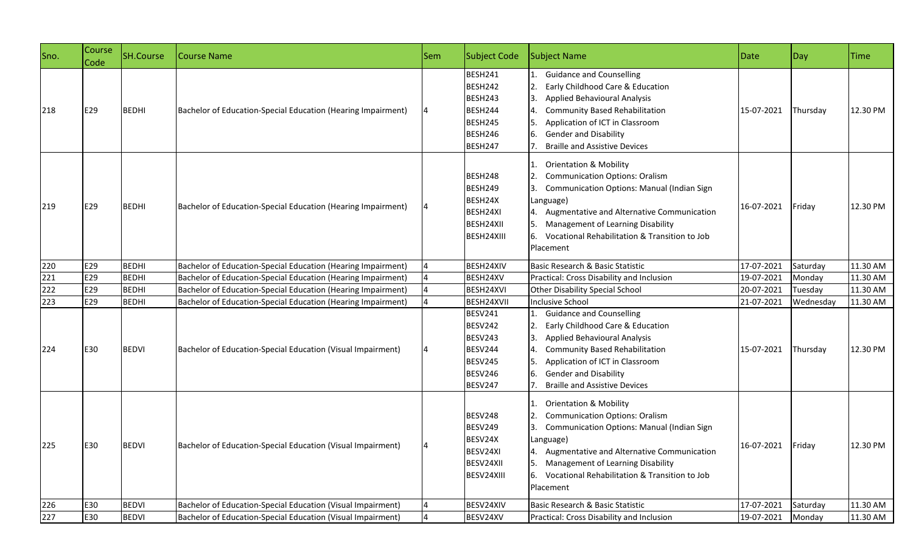| Sno. | Course Code | SH.Course | Course Name | Sem | Subject Code | Subject Name | Date | Day | Time |
| --- | --- | --- | --- | --- | --- | --- | --- | --- | --- |
| 218 | E29 | BEDHI | Bachelor of Education-Special Education (Hearing Impairment) | 4 | BESH241<br>BESH242<br>BESH243<br>BESH244<br>BESH245<br>BESH246<br>BESH247 | 1. Guidance and Counselling<br>2. Early Childhood Care & Education<br>3. Applied Behavioural Analysis<br>4. Community Based Rehabilitation<br>5. Application of ICT in Classroom<br>6. Gender and Disability<br>7. Braille and Assistive Devices | 15-07-2021 | Thursday | 12.30 PM |
| 219 | E29 | BEDHI | Bachelor of Education-Special Education (Hearing Impairment) | 4 | BESH248<br>BESH249<br>BESH24X<br>BESH24XI<br>BESH24XII<br>BESH24XIII | 1. Orientation & Mobility<br>2. Communication Options: Oralism<br>3. Communication Options: Manual (Indian Sign Language)<br>4. Augmentative and Alternative Communication<br>5. Management of Learning Disability<br>6. Vocational Rehabilitation & Transition to Job Placement | 16-07-2021 | Friday | 12.30 PM |
| 220 | E29 | BEDHI | Bachelor of Education-Special Education (Hearing Impairment) | 4 | BESH24XIV | Basic Research & Basic Statistic | 17-07-2021 | Saturday | 11.30 AM |
| 221 | E29 | BEDHI | Bachelor of Education-Special Education (Hearing Impairment) | 4 | BESH24XV | Practical: Cross Disability and Inclusion | 19-07-2021 | Monday | 11.30 AM |
| 222 | E29 | BEDHI | Bachelor of Education-Special Education (Hearing Impairment) | 4 | BESH24XVI | Other Disability Special School | 20-07-2021 | Tuesday | 11.30 AM |
| 223 | E29 | BEDHI | Bachelor of Education-Special Education (Hearing Impairment) | 4 | BESH24XVII | Inclusive School | 21-07-2021 | Wednesday | 11.30 AM |
| 224 | E30 | BEDVI | Bachelor of Education-Special Education (Visual Impairment) | 4 | BESV241<br>BESV242<br>BESV243<br>BESV244<br>BESV245<br>BESV246<br>BESV247 | 1. Guidance and Counselling<br>2. Early Childhood Care & Education<br>3. Applied Behavioural Analysis<br>4. Community Based Rehabilitation<br>5. Application of ICT in Classroom<br>6. Gender and Disability<br>7. Braille and Assistive Devices | 15-07-2021 | Thursday | 12.30 PM |
| 225 | E30 | BEDVI | Bachelor of Education-Special Education (Visual Impairment) | 4 | BESV248<br>BESV249<br>BESV24X<br>BESV24XI<br>BESV24XII<br>BESV24XIII | 1. Orientation & Mobility<br>2. Communication Options: Oralism<br>3. Communication Options: Manual (Indian Sign Language)<br>4. Augmentative and Alternative Communication<br>5. Management of Learning Disability<br>6. Vocational Rehabilitation & Transition to Job Placement | 16-07-2021 | Friday | 12.30 PM |
| 226 | E30 | BEDVI | Bachelor of Education-Special Education (Visual Impairment) | 4 | BESV24XIV | Basic Research & Basic Statistic | 17-07-2021 | Saturday | 11.30 AM |
| 227 | E30 | BEDVI | Bachelor of Education-Special Education (Visual Impairment) | 4 | BESV24XV | Practical: Cross Disability and Inclusion | 19-07-2021 | Monday | 11.30 AM |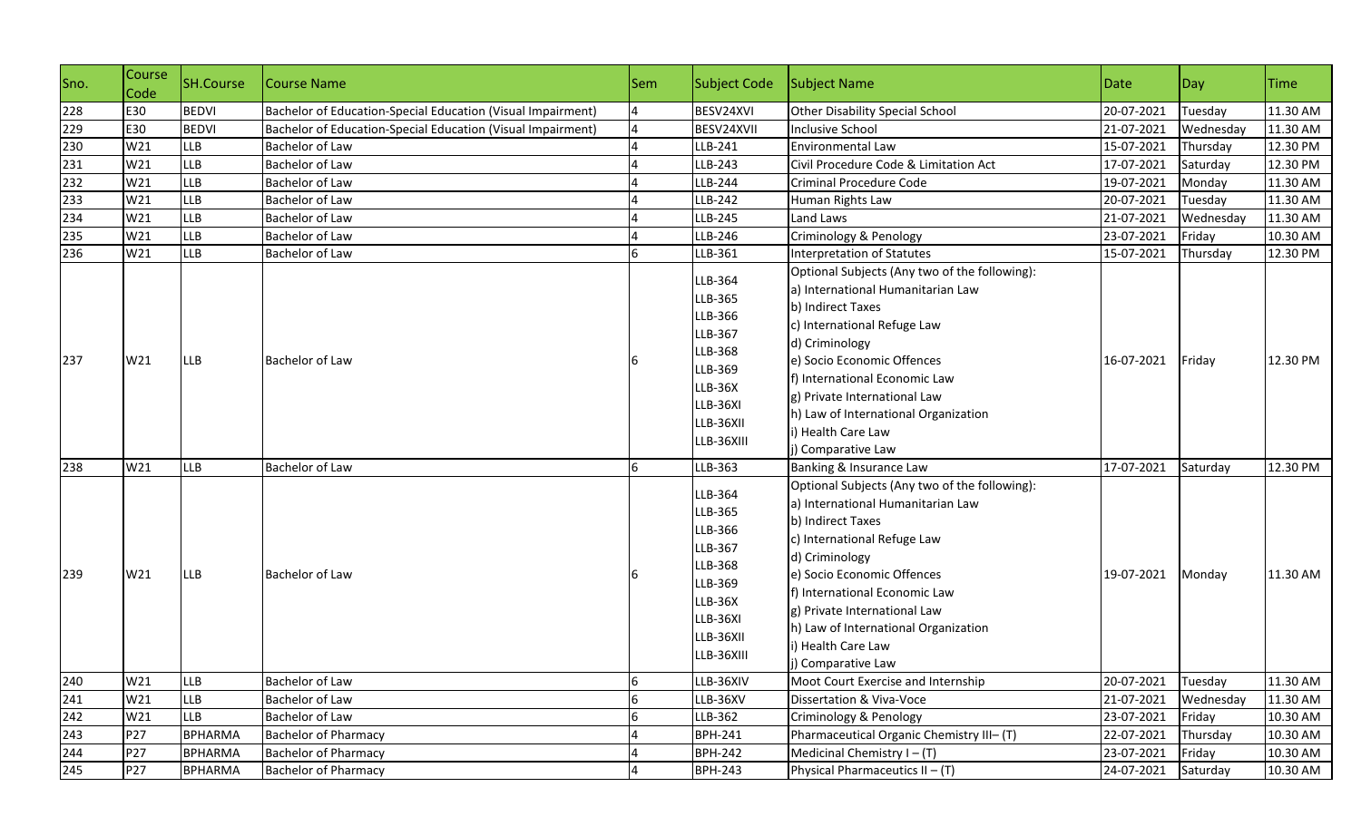| Sno. | Course Code | SH.Course | Course Name | Sem | Subject Code | Subject Name | Date | Day | Time |
|---|---|---|---|---|---|---|---|---|---|
| 228 | E30 | BEDVI | Bachelor of Education-Special Education (Visual Impairment) | 4 | BESV24XVI | Other Disability Special School | 20-07-2021 | Tuesday | 11.30 AM |
| 229 | E30 | BEDVI | Bachelor of Education-Special Education (Visual Impairment) | 4 | BESV24XVII | Inclusive School | 21-07-2021 | Wednesday | 11.30 AM |
| 230 | W21 | LLB | Bachelor of Law | 4 | LLB-241 | Environmental Law | 15-07-2021 | Thursday | 12.30 PM |
| 231 | W21 | LLB | Bachelor of Law | 4 | LLB-243 | Civil Procedure Code & Limitation Act | 17-07-2021 | Saturday | 12.30 PM |
| 232 | W21 | LLB | Bachelor of Law | 4 | LLB-244 | Criminal Procedure Code | 19-07-2021 | Monday | 11.30 AM |
| 233 | W21 | LLB | Bachelor of Law | 4 | LLB-242 | Human Rights Law | 20-07-2021 | Tuesday | 11.30 AM |
| 234 | W21 | LLB | Bachelor of Law | 4 | LLB-245 | Land Laws | 21-07-2021 | Wednesday | 11.30 AM |
| 235 | W21 | LLB | Bachelor of Law | 4 | LLB-246 | Criminology & Penology | 23-07-2021 | Friday | 10.30 AM |
| 236 | W21 | LLB | Bachelor of Law | 6 | LLB-361 | Interpretation of Statutes | 15-07-2021 | Thursday | 12.30 PM |
| 237 | W21 | LLB | Bachelor of Law | 6 | LLB-364<br>LLB-365<br>LLB-366<br>LLB-367<br>LLB-368<br>LLB-369<br>LLB-36X<br>LLB-36XI<br>LLB-36XII<br>LLB-36XIII | Optional Subjects (Any two of the following):<br>a) International Humanitarian Law<br>b) Indirect Taxes<br>c) International Refuge Law<br>d) Criminology<br>e) Socio Economic Offences<br>f) International Economic Law<br>g) Private International Law<br>h) Law of International Organization<br>i) Health Care Law<br>j) Comparative Law | 16-07-2021 | Friday | 12.30 PM |
| 238 | W21 | LLB | Bachelor of Law | 6 | LLB-363 | Banking & Insurance Law | 17-07-2021 | Saturday | 12.30 PM |
| 239 | W21 | LLB | Bachelor of Law | 6 | LLB-364<br>LLB-365<br>LLB-366<br>LLB-367<br>LLB-368<br>LLB-369<br>LLB-36X<br>LLB-36XI<br>LLB-36XII<br>LLB-36XIII | Optional Subjects (Any two of the following):<br>a) International Humanitarian Law<br>b) Indirect Taxes<br>c) International Refuge Law<br>d) Criminology<br>e) Socio Economic Offences<br>f) International Economic Law<br>g) Private International Law<br>h) Law of International Organization<br>i) Health Care Law<br>j) Comparative Law | 19-07-2021 | Monday | 11.30 AM |
| 240 | W21 | LLB | Bachelor of Law | 6 | LLB-36XIV | Moot Court Exercise and Internship | 20-07-2021 | Tuesday | 11.30 AM |
| 241 | W21 | LLB | Bachelor of Law | 6 | LLB-36XV | Dissertation & Viva-Voce | 21-07-2021 | Wednesday | 11.30 AM |
| 242 | W21 | LLB | Bachelor of Law | 6 | LLB-362 | Criminology & Penology | 23-07-2021 | Friday | 10.30 AM |
| 243 | P27 | BPHARMA | Bachelor of Pharmacy | 4 | BPH-241 | Pharmaceutical Organic Chemistry III– (T) | 22-07-2021 | Thursday | 10.30 AM |
| 244 | P27 | BPHARMA | Bachelor of Pharmacy | 4 | BPH-242 | Medicinal Chemistry I – (T) | 23-07-2021 | Friday | 10.30 AM |
| 245 | P27 | BPHARMA | Bachelor of Pharmacy | 4 | BPH-243 | Physical Pharmaceutics II – (T) | 24-07-2021 | Saturday | 10.30 AM |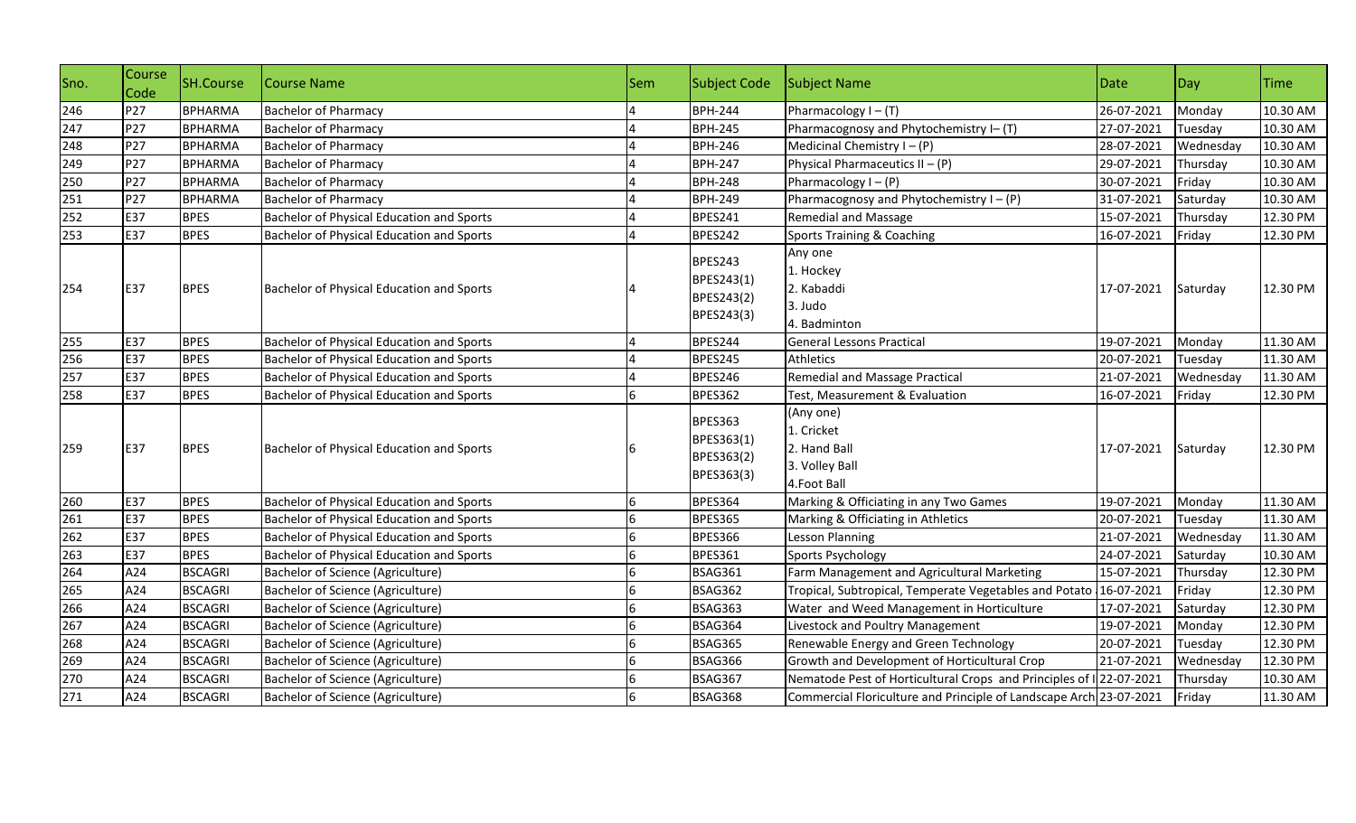| Sno. | Course Code | SH.Course | Course Name | Sem | Subject Code | Subject Name | Date | Day | Time |
|---|---|---|---|---|---|---|---|---|---|
| 246 | P27 | BPHARMA | Bachelor of Pharmacy | 4 | BPH-244 | Pharmacology I – (T) | 26-07-2021 | Monday | 10.30 AM |
| 247 | P27 | BPHARMA | Bachelor of Pharmacy | 4 | BPH-245 | Pharmacognosy and Phytochemistry I– (T) | 27-07-2021 | Tuesday | 10.30 AM |
| 248 | P27 | BPHARMA | Bachelor of Pharmacy | 4 | BPH-246 | Medicinal Chemistry I – (P) | 28-07-2021 | Wednesday | 10.30 AM |
| 249 | P27 | BPHARMA | Bachelor of Pharmacy | 4 | BPH-247 | Physical Pharmaceutics II – (P) | 29-07-2021 | Thursday | 10.30 AM |
| 250 | P27 | BPHARMA | Bachelor of Pharmacy | 4 | BPH-248 | Pharmacology I – (P) | 30-07-2021 | Friday | 10.30 AM |
| 251 | P27 | BPHARMA | Bachelor of Pharmacy | 4 | BPH-249 | Pharmacognosy and Phytochemistry I – (P) | 31-07-2021 | Saturday | 10.30 AM |
| 252 | E37 | BPES | Bachelor of Physical Education and Sports | 4 | BPES241 | Remedial and Massage | 15-07-2021 | Thursday | 12.30 PM |
| 253 | E37 | BPES | Bachelor of Physical Education and Sports | 4 | BPES242 | Sports Training & Coaching | 16-07-2021 | Friday | 12.30 PM |
| 254 | E37 | BPES | Bachelor of Physical Education and Sports | 4 | BPES243<br>BPES243(1)<br>BPES243(2)<br>BPES243(3) | Any one<br>1. Hockey<br>2. Kabaddi<br>3. Judo<br>4. Badminton | 17-07-2021 | Saturday | 12.30 PM |
| 255 | E37 | BPES | Bachelor of Physical Education and Sports | 4 | BPES244 | General Lessons Practical | 19-07-2021 | Monday | 11.30 AM |
| 256 | E37 | BPES | Bachelor of Physical Education and Sports | 4 | BPES245 | Athletics | 20-07-2021 | Tuesday | 11.30 AM |
| 257 | E37 | BPES | Bachelor of Physical Education and Sports | 4 | BPES246 | Remedial and Massage Practical | 21-07-2021 | Wednesday | 11.30 AM |
| 258 | E37 | BPES | Bachelor of Physical Education and Sports | 6 | BPES362 | Test, Measurement & Evaluation | 16-07-2021 | Friday | 12.30 PM |
| 259 | E37 | BPES | Bachelor of Physical Education and Sports | 6 | BPES363<br>BPES363(1)<br>BPES363(2)<br>BPES363(3) | (Any one)<br>1. Cricket<br>2. Hand Ball<br>3. Volley Ball<br>4.Foot Ball | 17-07-2021 | Saturday | 12.30 PM |
| 260 | E37 | BPES | Bachelor of Physical Education and Sports | 6 | BPES364 | Marking & Officiating in any Two Games | 19-07-2021 | Monday | 11.30 AM |
| 261 | E37 | BPES | Bachelor of Physical Education and Sports | 6 | BPES365 | Marking & Officiating in Athletics | 20-07-2021 | Tuesday | 11.30 AM |
| 262 | E37 | BPES | Bachelor of Physical Education and Sports | 6 | BPES366 | Lesson Planning | 21-07-2021 | Wednesday | 11.30 AM |
| 263 | E37 | BPES | Bachelor of Physical Education and Sports | 6 | BPES361 | Sports Psychology | 24-07-2021 | Saturday | 10.30 AM |
| 264 | A24 | BSCAGRI | Bachelor of Science (Agriculture) | 6 | BSAG361 | Farm Management and Agricultural Marketing | 15-07-2021 | Thursday | 12.30 PM |
| 265 | A24 | BSCAGRI | Bachelor of Science (Agriculture) | 6 | BSAG362 | Tropical, Subtropical, Temperate Vegetables and Potato | 16-07-2021 | Friday | 12.30 PM |
| 266 | A24 | BSCAGRI | Bachelor of Science (Agriculture) | 6 | BSAG363 | Water and Weed Management in Horticulture | 17-07-2021 | Saturday | 12.30 PM |
| 267 | A24 | BSCAGRI | Bachelor of Science (Agriculture) | 6 | BSAG364 | Livestock and Poultry Management | 19-07-2021 | Monday | 12.30 PM |
| 268 | A24 | BSCAGRI | Bachelor of Science (Agriculture) | 6 | BSAG365 | Renewable Energy and Green Technology | 20-07-2021 | Tuesday | 12.30 PM |
| 269 | A24 | BSCAGRI | Bachelor of Science (Agriculture) | 6 | BSAG366 | Growth and Development of Horticultural Crop | 21-07-2021 | Wednesday | 12.30 PM |
| 270 | A24 | BSCAGRI | Bachelor of Science (Agriculture) | 6 | BSAG367 | Nematode Pest of Horticultural Crops and Principles of I | 22-07-2021 | Thursday | 10.30 AM |
| 271 | A24 | BSCAGRI | Bachelor of Science (Agriculture) | 6 | BSAG368 | Commercial Floriculture and Principle of Landscape Arch | 23-07-2021 | Friday | 11.30 AM |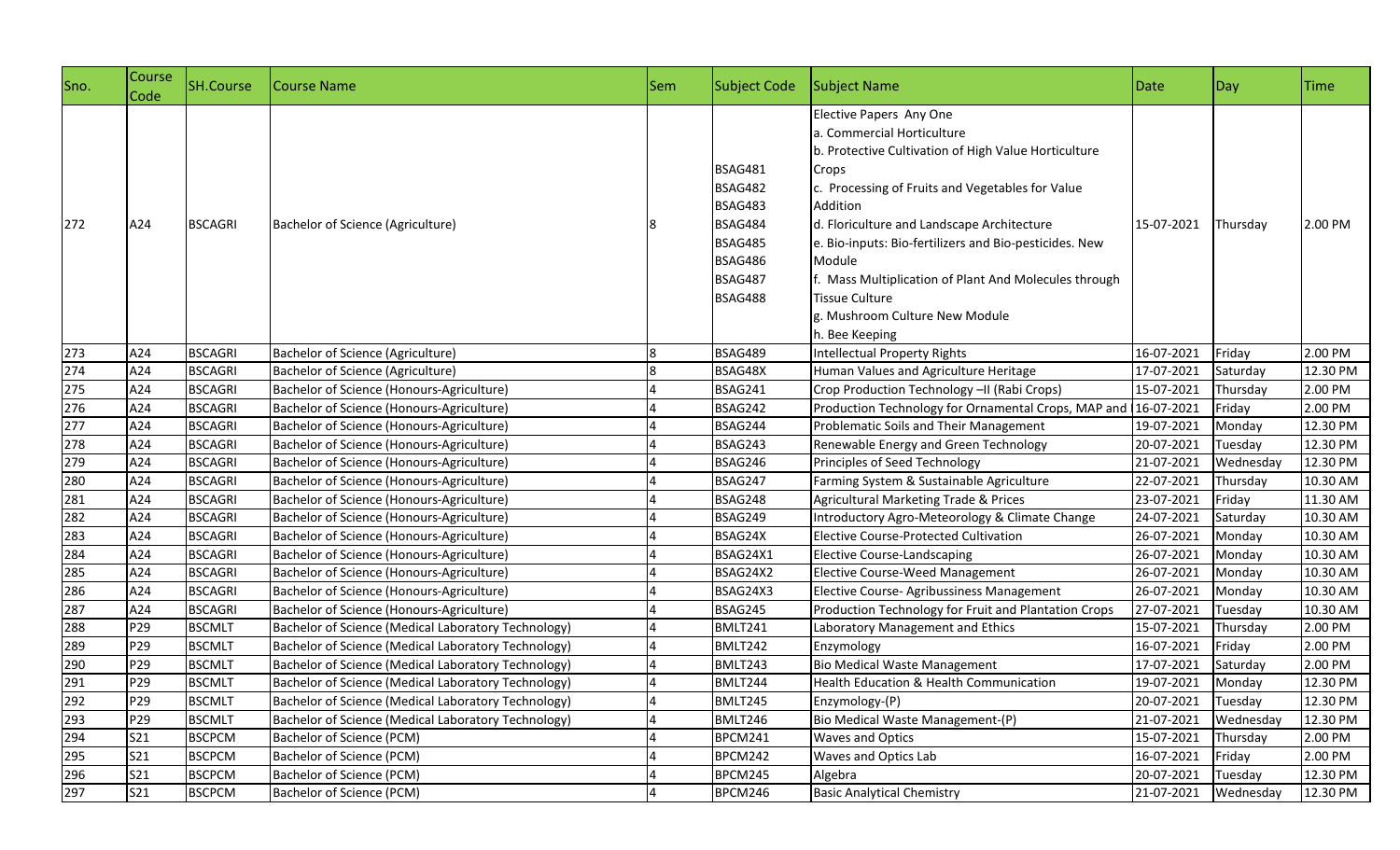| Sno. | Course Code | SH.Course | Course Name | Sem | Subject Code | Subject Name | Date | Day | Time |
|---|---|---|---|---|---|---|---|---|---|
| 272 | A24 | BSCAGRI | Bachelor of Science (Agriculture) | 8 | BSAG481<br>BSAG482<br>BSAG483<br>BSAG484<br>BSAG485<br>BSAG486<br>BSAG487<br>BSAG488 | Elective Papers Any One<br>a. Commercial Horticulture<br>b. Protective Cultivation of High Value Horticulture Crops<br>c. Processing of Fruits and Vegetables for Value Addition<br>d. Floriculture and Landscape Architecture<br>e. Bio-inputs: Bio-fertilizers and Bio-pesticides. New Module<br>f. Mass Multiplication of Plant And Molecules through Tissue Culture<br>g. Mushroom Culture New Module<br>h. Bee Keeping | 15-07-2021 | Thursday | 2.00 PM |
| 273 | A24 | BSCAGRI | Bachelor of Science (Agriculture) | 8 | BSAG489 | Intellectual Property Rights | 16-07-2021 | Friday | 2.00 PM |
| 274 | A24 | BSCAGRI | Bachelor of Science (Agriculture) | 8 | BSAG48X | Human Values and Agriculture Heritage | 17-07-2021 | Saturday | 12.30 PM |
| 275 | A24 | BSCAGRI | Bachelor of Science (Honours-Agriculture) | 4 | BSAG241 | Crop Production Technology –II (Rabi Crops) | 15-07-2021 | Thursday | 2.00 PM |
| 276 | A24 | BSCAGRI | Bachelor of Science (Honours-Agriculture) | 4 | BSAG242 | Production Technology for Ornamental Crops, MAP and | 16-07-2021 | Friday | 2.00 PM |
| 277 | A24 | BSCAGRI | Bachelor of Science (Honours-Agriculture) | 4 | BSAG244 | Problematic Soils and Their Management | 19-07-2021 | Monday | 12.30 PM |
| 278 | A24 | BSCAGRI | Bachelor of Science (Honours-Agriculture) | 4 | BSAG243 | Renewable Energy and Green Technology | 20-07-2021 | Tuesday | 12.30 PM |
| 279 | A24 | BSCAGRI | Bachelor of Science (Honours-Agriculture) | 4 | BSAG246 | Principles of Seed Technology | 21-07-2021 | Wednesday | 12.30 PM |
| 280 | A24 | BSCAGRI | Bachelor of Science (Honours-Agriculture) | 4 | BSAG247 | Farming System & Sustainable Agriculture | 22-07-2021 | Thursday | 10.30 AM |
| 281 | A24 | BSCAGRI | Bachelor of Science (Honours-Agriculture) | 4 | BSAG248 | Agricultural Marketing Trade & Prices | 23-07-2021 | Friday | 11.30 AM |
| 282 | A24 | BSCAGRI | Bachelor of Science (Honours-Agriculture) | 4 | BSAG249 | Introductory Agro-Meteorology & Climate Change | 24-07-2021 | Saturday | 10.30 AM |
| 283 | A24 | BSCAGRI | Bachelor of Science (Honours-Agriculture) | 4 | BSAG24X | Elective Course-Protected Cultivation | 26-07-2021 | Monday | 10.30 AM |
| 284 | A24 | BSCAGRI | Bachelor of Science (Honours-Agriculture) | 4 | BSAG24X1 | Elective Course-Landscaping | 26-07-2021 | Monday | 10.30 AM |
| 285 | A24 | BSCAGRI | Bachelor of Science (Honours-Agriculture) | 4 | BSAG24X2 | Elective Course-Weed Management | 26-07-2021 | Monday | 10.30 AM |
| 286 | A24 | BSCAGRI | Bachelor of Science (Honours-Agriculture) | 4 | BSAG24X3 | Elective Course- Agribussiness Management | 26-07-2021 | Monday | 10.30 AM |
| 287 | A24 | BSCAGRI | Bachelor of Science (Honours-Agriculture) | 4 | BSAG245 | Production Technology for Fruit and Plantation Crops | 27-07-2021 | Tuesday | 10.30 AM |
| 288 | P29 | BSCMLT | Bachelor of Science (Medical Laboratory Technology) | 4 | BMLT241 | Laboratory Management and Ethics | 15-07-2021 | Thursday | 2.00 PM |
| 289 | P29 | BSCMLT | Bachelor of Science (Medical Laboratory Technology) | 4 | BMLT242 | Enzymology | 16-07-2021 | Friday | 2.00 PM |
| 290 | P29 | BSCMLT | Bachelor of Science (Medical Laboratory Technology) | 4 | BMLT243 | Bio Medical Waste Management | 17-07-2021 | Saturday | 2.00 PM |
| 291 | P29 | BSCMLT | Bachelor of Science (Medical Laboratory Technology) | 4 | BMLT244 | Health Education & Health Communication | 19-07-2021 | Monday | 12.30 PM |
| 292 | P29 | BSCMLT | Bachelor of Science (Medical Laboratory Technology) | 4 | BMLT245 | Enzymology-(P) | 20-07-2021 | Tuesday | 12.30 PM |
| 293 | P29 | BSCMLT | Bachelor of Science (Medical Laboratory Technology) | 4 | BMLT246 | Bio Medical Waste Management-(P) | 21-07-2021 | Wednesday | 12.30 PM |
| 294 | S21 | BSCPCM | Bachelor of Science (PCM) | 4 | BPCM241 | Waves and Optics | 15-07-2021 | Thursday | 2.00 PM |
| 295 | S21 | BSCPCM | Bachelor of Science (PCM) | 4 | BPCM242 | Waves and Optics Lab | 16-07-2021 | Friday | 2.00 PM |
| 296 | S21 | BSCPCM | Bachelor of Science (PCM) | 4 | BPCM245 | Algebra | 20-07-2021 | Tuesday | 12.30 PM |
| 297 | S21 | BSCPCM | Bachelor of Science (PCM) | 4 | BPCM246 | Basic Analytical Chemistry | 21-07-2021 | Wednesday | 12.30 PM |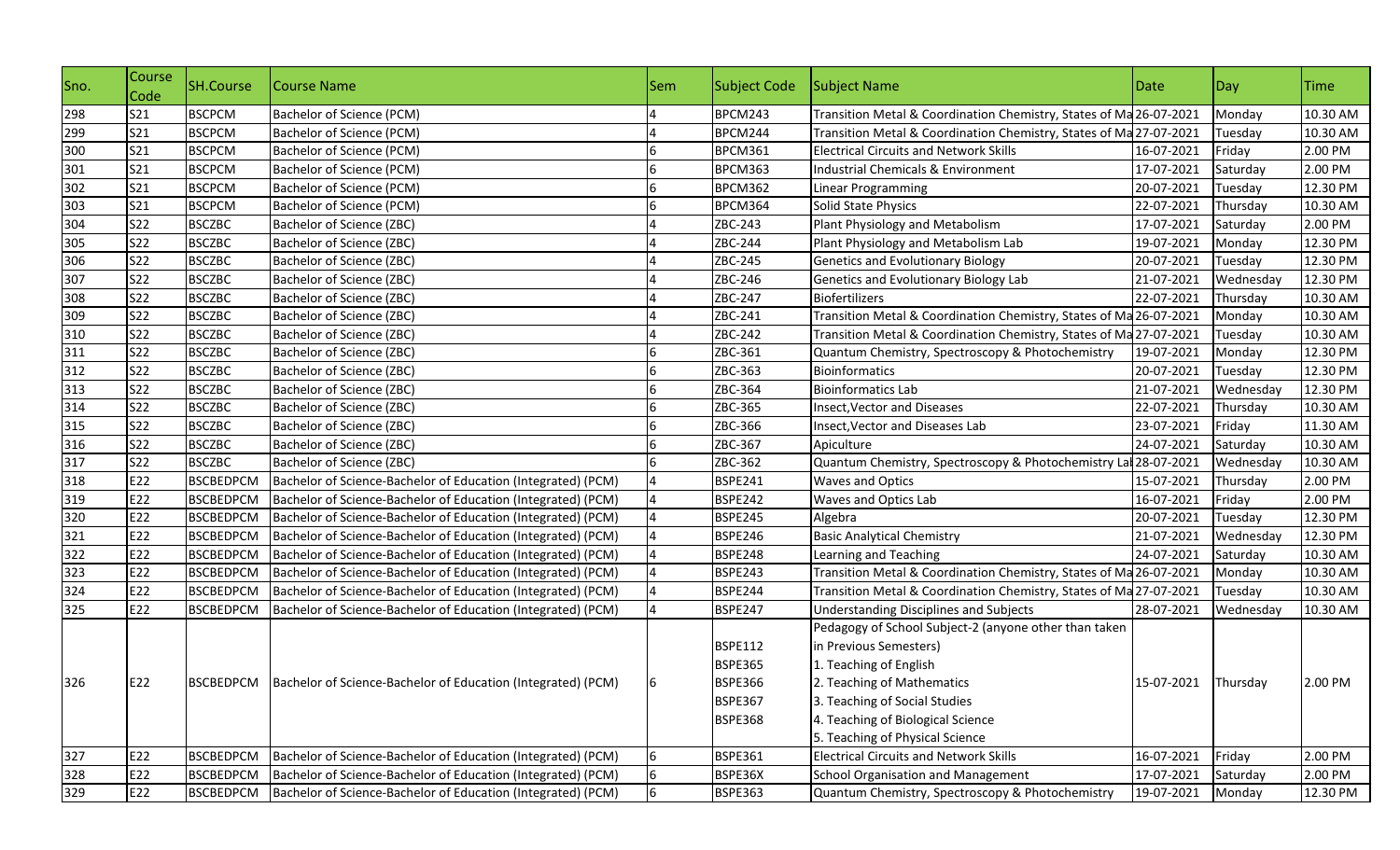| Sno. | Course Code | SH.Course | Course Name | Sem | Subject Code | Subject Name | Date | Day | Time |
|---|---|---|---|---|---|---|---|---|---|
| 298 | S21 | BSCPCM | Bachelor of Science (PCM) | 4 | BPCM243 | Transition Metal & Coordination Chemistry, States of Ma | 26-07-2021 | Monday | 10.30 AM |
| 299 | S21 | BSCPCM | Bachelor of Science (PCM) | 4 | BPCM244 | Transition Metal & Coordination Chemistry, States of Ma | 27-07-2021 | Tuesday | 10.30 AM |
| 300 | S21 | BSCPCM | Bachelor of Science (PCM) | 6 | BPCM361 | Electrical Circuits and Network Skills | 16-07-2021 | Friday | 2.00 PM |
| 301 | S21 | BSCPCM | Bachelor of Science (PCM) | 6 | BPCM363 | Industrial Chemicals & Environment | 17-07-2021 | Saturday | 2.00 PM |
| 302 | S21 | BSCPCM | Bachelor of Science (PCM) | 6 | BPCM362 | Linear Programming | 20-07-2021 | Tuesday | 12.30 PM |
| 303 | S21 | BSCPCM | Bachelor of Science (PCM) | 6 | BPCM364 | Solid State Physics | 22-07-2021 | Thursday | 10.30 AM |
| 304 | S22 | BSCZBC | Bachelor of Science (ZBC) | 4 | ZBC-243 | Plant Physiology and Metabolism | 17-07-2021 | Saturday | 2.00 PM |
| 305 | S22 | BSCZBC | Bachelor of Science (ZBC) | 4 | ZBC-244 | Plant Physiology and Metabolism Lab | 19-07-2021 | Monday | 12.30 PM |
| 306 | S22 | BSCZBC | Bachelor of Science (ZBC) | 4 | ZBC-245 | Genetics and Evolutionary Biology | 20-07-2021 | Tuesday | 12.30 PM |
| 307 | S22 | BSCZBC | Bachelor of Science (ZBC) | 4 | ZBC-246 | Genetics and Evolutionary Biology Lab | 21-07-2021 | Wednesday | 12.30 PM |
| 308 | S22 | BSCZBC | Bachelor of Science (ZBC) | 4 | ZBC-247 | Biofertilizers | 22-07-2021 | Thursday | 10.30 AM |
| 309 | S22 | BSCZBC | Bachelor of Science (ZBC) | 4 | ZBC-241 | Transition Metal & Coordination Chemistry, States of Ma | 26-07-2021 | Monday | 10.30 AM |
| 310 | S22 | BSCZBC | Bachelor of Science (ZBC) | 4 | ZBC-242 | Transition Metal & Coordination Chemistry, States of Ma | 27-07-2021 | Tuesday | 10.30 AM |
| 311 | S22 | BSCZBC | Bachelor of Science (ZBC) | 6 | ZBC-361 | Quantum Chemistry, Spectroscopy & Photochemistry | 19-07-2021 | Monday | 12.30 PM |
| 312 | S22 | BSCZBC | Bachelor of Science (ZBC) | 6 | ZBC-363 | Bioinformatics | 20-07-2021 | Tuesday | 12.30 PM |
| 313 | S22 | BSCZBC | Bachelor of Science (ZBC) | 6 | ZBC-364 | Bioinformatics Lab | 21-07-2021 | Wednesday | 12.30 PM |
| 314 | S22 | BSCZBC | Bachelor of Science (ZBC) | 6 | ZBC-365 | Insect,Vector and Diseases | 22-07-2021 | Thursday | 10.30 AM |
| 315 | S22 | BSCZBC | Bachelor of Science (ZBC) | 6 | ZBC-366 | Insect,Vector and Diseases Lab | 23-07-2021 | Friday | 11.30 AM |
| 316 | S22 | BSCZBC | Bachelor of Science (ZBC) | 6 | ZBC-367 | Apiculture | 24-07-2021 | Saturday | 10.30 AM |
| 317 | S22 | BSCZBC | Bachelor of Science (ZBC) | 6 | ZBC-362 | Quantum Chemistry, Spectroscopy & Photochemistry La | 28-07-2021 | Wednesday | 10.30 AM |
| 318 | E22 | BSCBEDPCM | Bachelor of Science-Bachelor of Education (Integrated) (PCM) | 4 | BSPE241 | Waves and Optics | 15-07-2021 | Thursday | 2.00 PM |
| 319 | E22 | BSCBEDPCM | Bachelor of Science-Bachelor of Education (Integrated) (PCM) | 4 | BSPE242 | Waves and Optics Lab | 16-07-2021 | Friday | 2.00 PM |
| 320 | E22 | BSCBEDPCM | Bachelor of Science-Bachelor of Education (Integrated) (PCM) | 4 | BSPE245 | Algebra | 20-07-2021 | Tuesday | 12.30 PM |
| 321 | E22 | BSCBEDPCM | Bachelor of Science-Bachelor of Education (Integrated) (PCM) | 4 | BSPE246 | Basic Analytical Chemistry | 21-07-2021 | Wednesday | 12.30 PM |
| 322 | E22 | BSCBEDPCM | Bachelor of Science-Bachelor of Education (Integrated) (PCM) | 4 | BSPE248 | Learning and Teaching | 24-07-2021 | Saturday | 10.30 AM |
| 323 | E22 | BSCBEDPCM | Bachelor of Science-Bachelor of Education (Integrated) (PCM) | 4 | BSPE243 | Transition Metal & Coordination Chemistry, States of Ma | 26-07-2021 | Monday | 10.30 AM |
| 324 | E22 | BSCBEDPCM | Bachelor of Science-Bachelor of Education (Integrated) (PCM) | 4 | BSPE244 | Transition Metal & Coordination Chemistry, States of Ma | 27-07-2021 | Tuesday | 10.30 AM |
| 325 | E22 | BSCBEDPCM | Bachelor of Science-Bachelor of Education (Integrated) (PCM) | 4 | BSPE247 | Understanding Disciplines and Subjects | 28-07-2021 | Wednesday | 10.30 AM |
| 326 | E22 | BSCBEDPCM | Bachelor of Science-Bachelor of Education (Integrated) (PCM) | 6 | BSPE112<br>BSPE365<br>BSPE366<br>BSPE367<br>BSPE368 | Pedagogy of School Subject-2 (anyone other than taken in Previous Semesters)<br>1. Teaching of English<br>2. Teaching of Mathematics<br>3. Teaching of Social Studies<br>4. Teaching of Biological Science<br>5. Teaching of Physical Science | 15-07-2021 | Thursday | 2.00 PM |
| 327 | E22 | BSCBEDPCM | Bachelor of Science-Bachelor of Education (Integrated) (PCM) | 6 | BSPE361 | Electrical Circuits and Network Skills | 16-07-2021 | Friday | 2.00 PM |
| 328 | E22 | BSCBEDPCM | Bachelor of Science-Bachelor of Education (Integrated) (PCM) | 6 | BSPE36X | School Organisation and Management | 17-07-2021 | Saturday | 2.00 PM |
| 329 | E22 | BSCBEDPCM | Bachelor of Science-Bachelor of Education (Integrated) (PCM) | 6 | BSPE363 | Quantum Chemistry, Spectroscopy & Photochemistry | 19-07-2021 | Monday | 12.30 PM |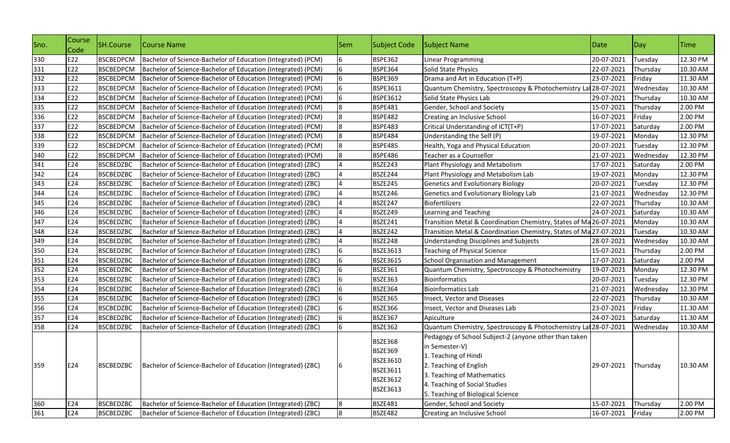| Sno. | Course Code | SH.Course | Course Name | Sem | Subject Code | Subject Name | Date | Day | Time |
|---|---|---|---|---|---|---|---|---|---|
| 330 | E22 | BSCBEDPCM | Bachelor of Science-Bachelor of Education (Integrated) (PCM) | 6 | BSPE362 | Linear Programming | 20-07-2021 | Tuesday | 12.30 PM |
| 331 | E22 | BSCBEDPCM | Bachelor of Science-Bachelor of Education (Integrated) (PCM) | 6 | BSPE364 | Solid State Physics | 22-07-2021 | Thursday | 10.30 AM |
| 332 | E22 | BSCBEDPCM | Bachelor of Science-Bachelor of Education (Integrated) (PCM) | 6 | BSPE369 | Drama and Art in Education (T+P) | 23-07-2021 | Friday | 11.30 AM |
| 333 | E22 | BSCBEDPCM | Bachelor of Science-Bachelor of Education (Integrated) (PCM) | 6 | BSPE3611 | Quantum Chemistry, Spectroscopy & Photochemistry Lal | 28-07-2021 | Wednesday | 10.30 AM |
| 334 | E22 | BSCBEDPCM | Bachelor of Science-Bachelor of Education (Integrated) (PCM) | 6 | BSPE3612 | Solid State Physics Lab | 29-07-2021 | Thursday | 10.30 AM |
| 335 | E22 | BSCBEDPCM | Bachelor of Science-Bachelor of Education (Integrated) (PCM) | 8 | BSPE481 | Gender, School and Society | 15-07-2021 | Thursday | 2.00 PM |
| 336 | E22 | BSCBEDPCM | Bachelor of Science-Bachelor of Education (Integrated) (PCM) | 8 | BSPE482 | Creating an Inclusive School | 16-07-2021 | Friday | 2.00 PM |
| 337 | E22 | BSCBEDPCM | Bachelor of Science-Bachelor of Education (Integrated) (PCM) | 8 | BSPE483 | Critical Understanding of ICT(T+P) | 17-07-2021 | Saturday | 2.00 PM |
| 338 | E22 | BSCBEDPCM | Bachelor of Science-Bachelor of Education (Integrated) (PCM) | 8 | BSPE484 | Understanding the Self (P) | 19-07-2021 | Monday | 12.30 PM |
| 339 | E22 | BSCBEDPCM | Bachelor of Science-Bachelor of Education (Integrated) (PCM) | 8 | BSPE485 | Health, Yoga and Physical Education | 20-07-2021 | Tuesday | 12.30 PM |
| 340 | E22 | BSCBEDPCM | Bachelor of Science-Bachelor of Education (Integrated) (PCM) | 8 | BSPE486 | Teacher as a Counsellor | 21-07-2021 | Wednesday | 12.30 PM |
| 341 | E24 | BSCBEDZBC | Bachelor of Science-Bachelor of Education (Integrated) (ZBC) | 4 | BSZE243 | Plant Physiology and Metabolism | 17-07-2021 | Saturday | 2.00 PM |
| 342 | E24 | BSCBEDZBC | Bachelor of Science-Bachelor of Education (Integrated) (ZBC) | 4 | BSZE244 | Plant Physiology and Metabolism Lab | 19-07-2021 | Monday | 12.30 PM |
| 343 | E24 | BSCBEDZBC | Bachelor of Science-Bachelor of Education (Integrated) (ZBC) | 4 | BSZE245 | Genetics and Evolutionary Biology | 20-07-2021 | Tuesday | 12.30 PM |
| 344 | E24 | BSCBEDZBC | Bachelor of Science-Bachelor of Education (Integrated) (ZBC) | 4 | BSZE246 | Genetics and Evolutionary Biology Lab | 21-07-2021 | Wednesday | 12.30 PM |
| 345 | E24 | BSCBEDZBC | Bachelor of Science-Bachelor of Education (Integrated) (ZBC) | 4 | BSZE247 | Biofertilizers | 22-07-2021 | Thursday | 10.30 AM |
| 346 | E24 | BSCBEDZBC | Bachelor of Science-Bachelor of Education (Integrated) (ZBC) | 4 | BSZE249 | Learning and Teaching | 24-07-2021 | Saturday | 10.30 AM |
| 347 | E24 | BSCBEDZBC | Bachelor of Science-Bachelor of Education (Integrated) (ZBC) | 4 | BSZE241 | Transition Metal & Coordination Chemistry, States of Ma | 26-07-2021 | Monday | 10.30 AM |
| 348 | E24 | BSCBEDZBC | Bachelor of Science-Bachelor of Education (Integrated) (ZBC) | 4 | BSZE242 | Transition Metal & Coordination Chemistry, States of Ma | 27-07-2021 | Tuesday | 10.30 AM |
| 349 | E24 | BSCBEDZBC | Bachelor of Science-Bachelor of Education (Integrated) (ZBC) | 4 | BSZE248 | Understanding Disciplines and Subjects | 28-07-2021 | Wednesday | 10.30 AM |
| 350 | E24 | BSCBEDZBC | Bachelor of Science-Bachelor of Education (Integrated) (ZBC) | 6 | BSZE3613 | Teaching of Physical Science | 15-07-2021 | Thursday | 2.00 PM |
| 351 | E24 | BSCBEDZBC | Bachelor of Science-Bachelor of Education (Integrated) (ZBC) | 6 | BSZE3615 | School Organisation and Management | 17-07-2021 | Saturday | 2.00 PM |
| 352 | E24 | BSCBEDZBC | Bachelor of Science-Bachelor of Education (Integrated) (ZBC) | 6 | BSZE361 | Quantum Chemistry, Spectroscopy & Photochemistry | 19-07-2021 | Monday | 12.30 PM |
| 353 | E24 | BSCBEDZBC | Bachelor of Science-Bachelor of Education (Integrated) (ZBC) | 6 | BSZE363 | Bioinformatics | 20-07-2021 | Tuesday | 12.30 PM |
| 354 | E24 | BSCBEDZBC | Bachelor of Science-Bachelor of Education (Integrated) (ZBC) | 6 | BSZE364 | Bioinformatics Lab | 21-07-2021 | Wednesday | 12.30 PM |
| 355 | E24 | BSCBEDZBC | Bachelor of Science-Bachelor of Education (Integrated) (ZBC) | 6 | BSZE365 | Insect, Vector and Diseases | 22-07-2021 | Thursday | 10.30 AM |
| 356 | E24 | BSCBEDZBC | Bachelor of Science-Bachelor of Education (Integrated) (ZBC) | 6 | BSZE366 | Insect, Vector and Diseases Lab | 23-07-2021 | Friday | 11.30 AM |
| 357 | E24 | BSCBEDZBC | Bachelor of Science-Bachelor of Education (Integrated) (ZBC) | 6 | BSZE367 | Apiculture | 24-07-2021 | Saturday | 11.30 AM |
| 358 | E24 | BSCBEDZBC | Bachelor of Science-Bachelor of Education (Integrated) (ZBC) | 6 | BSZE362 | Quantum Chemistry, Spectroscopy & Photochemistry Lal | 28-07-2021 | Wednesday | 10.30 AM |
| 359 | E24 | BSCBEDZBC | Bachelor of Science-Bachelor of Education (Integrated) (ZBC) | 6 | BSZE368<br>BSZE369<br>BSZE3610<br>BSZE3611<br>BSZE3612<br>BSZE3613 | Pedagogy of School Subject-2 (anyone other than taken in Semester-V)<br>1. Teaching of Hindi<br>2. Teaching of English<br>3. Teaching of Mathematics<br>4. Teaching of Social Studies<br>5. Teaching of Biological Science | 29-07-2021 | Thursday | 10.30 AM |
| 360 | E24 | BSCBEDZBC | Bachelor of Science-Bachelor of Education (Integrated) (ZBC) | 8 | BSZE481 | Gender, School and Society | 15-07-2021 | Thursday | 2.00 PM |
| 361 | E24 | BSCBEDZBC | Bachelor of Science-Bachelor of Education (Integrated) (ZBC) | 8 | BSZE482 | Creating an Inclusive School | 16-07-2021 | Friday | 2.00 PM |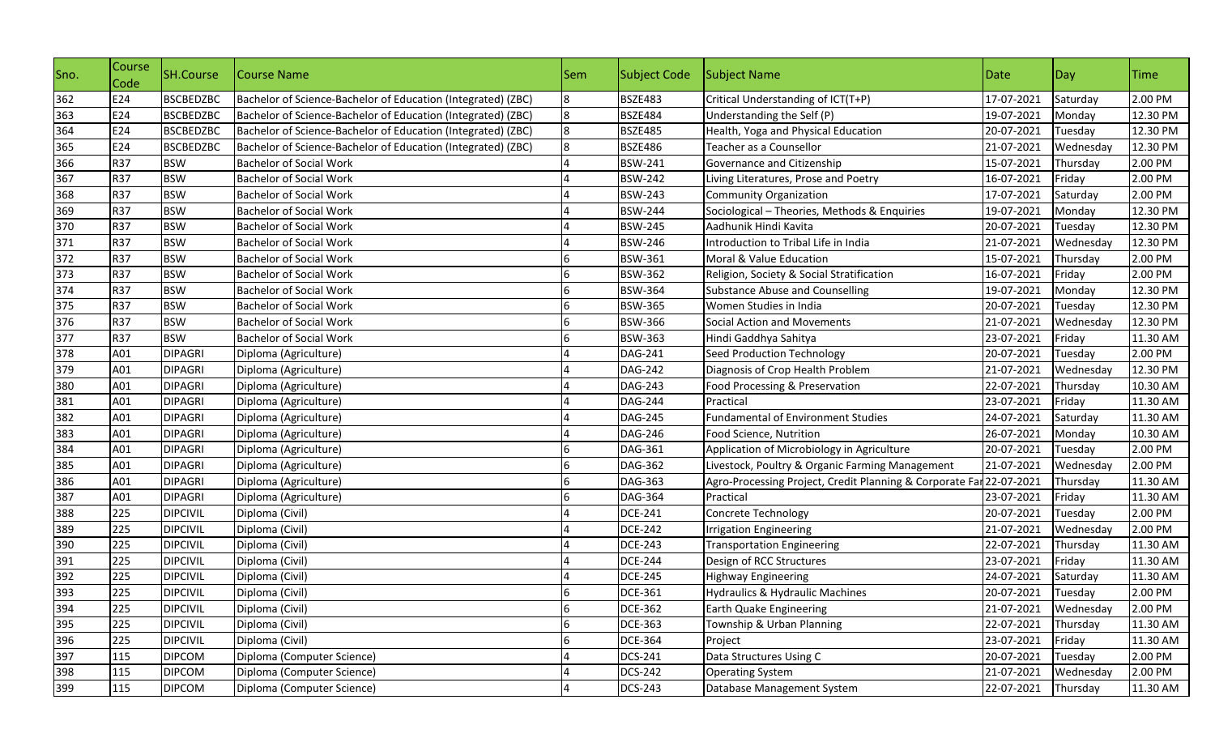| Sno. | Course Code | SH.Course | Course Name | Sem | Subject Code | Subject Name | Date | Day | Time |
|---|---|---|---|---|---|---|---|---|---|
| 362 | E24 | BSCBEDZBC | Bachelor of Science-Bachelor of Education (Integrated) (ZBC) | 8 | BSZE483 | Critical Understanding of ICT(T+P) | 17-07-2021 | Saturday | 2.00 PM |
| 363 | E24 | BSCBEDZBC | Bachelor of Science-Bachelor of Education (Integrated) (ZBC) | 8 | BSZE484 | Understanding the Self (P) | 19-07-2021 | Monday | 12.30 PM |
| 364 | E24 | BSCBEDZBC | Bachelor of Science-Bachelor of Education (Integrated) (ZBC) | 8 | BSZE485 | Health, Yoga and Physical Education | 20-07-2021 | Tuesday | 12.30 PM |
| 365 | E24 | BSCBEDZBC | Bachelor of Science-Bachelor of Education (Integrated) (ZBC) | 8 | BSZE486 | Teacher as a Counsellor | 21-07-2021 | Wednesday | 12.30 PM |
| 366 | R37 | BSW | Bachelor of Social Work | 4 | BSW-241 | Governance and Citizenship | 15-07-2021 | Thursday | 2.00 PM |
| 367 | R37 | BSW | Bachelor of Social Work | 4 | BSW-242 | Living Literatures, Prose and Poetry | 16-07-2021 | Friday | 2.00 PM |
| 368 | R37 | BSW | Bachelor of Social Work | 4 | BSW-243 | Community Organization | 17-07-2021 | Saturday | 2.00 PM |
| 369 | R37 | BSW | Bachelor of Social Work | 4 | BSW-244 | Sociological – Theories, Methods & Enquiries | 19-07-2021 | Monday | 12.30 PM |
| 370 | R37 | BSW | Bachelor of Social Work | 4 | BSW-245 | Aadhunik Hindi Kavita | 20-07-2021 | Tuesday | 12.30 PM |
| 371 | R37 | BSW | Bachelor of Social Work | 4 | BSW-246 | Introduction to Tribal Life in India | 21-07-2021 | Wednesday | 12.30 PM |
| 372 | R37 | BSW | Bachelor of Social Work | 6 | BSW-361 | Moral & Value Education | 15-07-2021 | Thursday | 2.00 PM |
| 373 | R37 | BSW | Bachelor of Social Work | 6 | BSW-362 | Religion, Society & Social Stratification | 16-07-2021 | Friday | 2.00 PM |
| 374 | R37 | BSW | Bachelor of Social Work | 6 | BSW-364 | Substance Abuse and Counselling | 19-07-2021 | Monday | 12.30 PM |
| 375 | R37 | BSW | Bachelor of Social Work | 6 | BSW-365 | Women Studies in India | 20-07-2021 | Tuesday | 12.30 PM |
| 376 | R37 | BSW | Bachelor of Social Work | 6 | BSW-366 | Social Action and Movements | 21-07-2021 | Wednesday | 12.30 PM |
| 377 | R37 | BSW | Bachelor of Social Work | 6 | BSW-363 | Hindi Gaddhya Sahitya | 23-07-2021 | Friday | 11.30 AM |
| 378 | A01 | DIPAGRI | Diploma (Agriculture) | 4 | DAG-241 | Seed Production Technology | 20-07-2021 | Tuesday | 2.00 PM |
| 379 | A01 | DIPAGRI | Diploma (Agriculture) | 4 | DAG-242 | Diagnosis of Crop Health Problem | 21-07-2021 | Wednesday | 12.30 PM |
| 380 | A01 | DIPAGRI | Diploma (Agriculture) | 4 | DAG-243 | Food Processing & Preservation | 22-07-2021 | Thursday | 10.30 AM |
| 381 | A01 | DIPAGRI | Diploma (Agriculture) | 4 | DAG-244 | Practical | 23-07-2021 | Friday | 11.30 AM |
| 382 | A01 | DIPAGRI | Diploma (Agriculture) | 4 | DAG-245 | Fundamental of Environment Studies | 24-07-2021 | Saturday | 11.30 AM |
| 383 | A01 | DIPAGRI | Diploma (Agriculture) | 4 | DAG-246 | Food Science, Nutrition | 26-07-2021 | Monday | 10.30 AM |
| 384 | A01 | DIPAGRI | Diploma (Agriculture) | 6 | DAG-361 | Application of Microbiology in Agriculture | 20-07-2021 | Tuesday | 2.00 PM |
| 385 | A01 | DIPAGRI | Diploma (Agriculture) | 6 | DAG-362 | Livestock, Poultry & Organic Farming Management | 21-07-2021 | Wednesday | 2.00 PM |
| 386 | A01 | DIPAGRI | Diploma (Agriculture) | 6 | DAG-363 | Agro-Processing Project, Credit Planning & Corporate Far | 22-07-2021 | Thursday | 11.30 AM |
| 387 | A01 | DIPAGRI | Diploma (Agriculture) | 6 | DAG-364 | Practical | 23-07-2021 | Friday | 11.30 AM |
| 388 | 225 | DIPCIVIL | Diploma (Civil) | 4 | DCE-241 | Concrete Technology | 20-07-2021 | Tuesday | 2.00 PM |
| 389 | 225 | DIPCIVIL | Diploma (Civil) | 4 | DCE-242 | Irrigation Engineering | 21-07-2021 | Wednesday | 2.00 PM |
| 390 | 225 | DIPCIVIL | Diploma (Civil) | 4 | DCE-243 | Transportation Engineering | 22-07-2021 | Thursday | 11.30 AM |
| 391 | 225 | DIPCIVIL | Diploma (Civil) | 4 | DCE-244 | Design of RCC Structures | 23-07-2021 | Friday | 11.30 AM |
| 392 | 225 | DIPCIVIL | Diploma (Civil) | 4 | DCE-245 | Highway Engineering | 24-07-2021 | Saturday | 11.30 AM |
| 393 | 225 | DIPCIVIL | Diploma (Civil) | 6 | DCE-361 | Hydraulics & Hydraulic Machines | 20-07-2021 | Tuesday | 2.00 PM |
| 394 | 225 | DIPCIVIL | Diploma (Civil) | 6 | DCE-362 | Earth Quake Engineering | 21-07-2021 | Wednesday | 2.00 PM |
| 395 | 225 | DIPCIVIL | Diploma (Civil) | 6 | DCE-363 | Township & Urban Planning | 22-07-2021 | Thursday | 11.30 AM |
| 396 | 225 | DIPCIVIL | Diploma (Civil) | 6 | DCE-364 | Project | 23-07-2021 | Friday | 11.30 AM |
| 397 | 115 | DIPCOM | Diploma (Computer Science) | 4 | DCS-241 | Data Structures Using C | 20-07-2021 | Tuesday | 2.00 PM |
| 398 | 115 | DIPCOM | Diploma (Computer Science) | 4 | DCS-242 | Operating System | 21-07-2021 | Wednesday | 2.00 PM |
| 399 | 115 | DIPCOM | Diploma (Computer Science) | 4 | DCS-243 | Database Management System | 22-07-2021 | Thursday | 11.30 AM |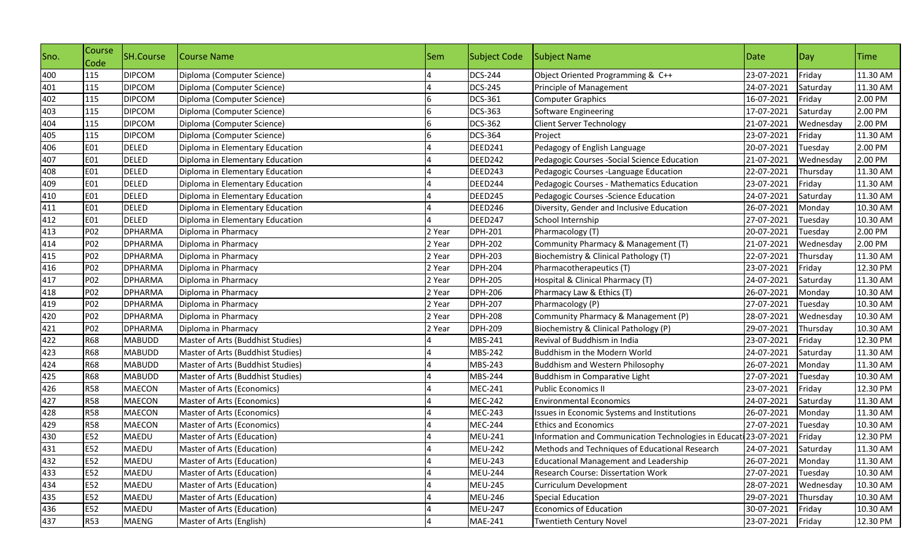| Sno. | Course Code | SH.Course | Course Name | Sem | Subject Code | Subject Name | Date | Day | Time |
|---|---|---|---|---|---|---|---|---|---|
| 400 | 115 | DIPCOM | Diploma (Computer Science) | 4 | DCS-244 | Object Oriented Programming & C++ | 23-07-2021 | Friday | 11.30 AM |
| 401 | 115 | DIPCOM | Diploma (Computer Science) | 4 | DCS-245 | Principle of Management | 24-07-2021 | Saturday | 11.30 AM |
| 402 | 115 | DIPCOM | Diploma (Computer Science) | 6 | DCS-361 | Computer Graphics | 16-07-2021 | Friday | 2.00 PM |
| 403 | 115 | DIPCOM | Diploma (Computer Science) | 6 | DCS-363 | Software Engineering | 17-07-2021 | Saturday | 2.00 PM |
| 404 | 115 | DIPCOM | Diploma (Computer Science) | 6 | DCS-362 | Client Server Technology | 21-07-2021 | Wednesday | 2.00 PM |
| 405 | 115 | DIPCOM | Diploma (Computer Science) | 6 | DCS-364 | Project | 23-07-2021 | Friday | 11.30 AM |
| 406 | E01 | DELED | Diploma in Elementary Education | 4 | DEED241 | Pedagogy of English Language | 20-07-2021 | Tuesday | 2.00 PM |
| 407 | E01 | DELED | Diploma in Elementary Education | 4 | DEED242 | Pedagogic Courses -Social Science Education | 21-07-2021 | Wednesday | 2.00 PM |
| 408 | E01 | DELED | Diploma in Elementary Education | 4 | DEED243 | Pedagogic Courses -Language Education | 22-07-2021 | Thursday | 11.30 AM |
| 409 | E01 | DELED | Diploma in Elementary Education | 4 | DEED244 | Pedagogic Courses - Mathematics Education | 23-07-2021 | Friday | 11.30 AM |
| 410 | E01 | DELED | Diploma in Elementary Education | 4 | DEED245 | Pedagogic Courses -Science Education | 24-07-2021 | Saturday | 11.30 AM |
| 411 | E01 | DELED | Diploma in Elementary Education | 4 | DEED246 | Diversity, Gender and Inclusive Education | 26-07-2021 | Monday | 10.30 AM |
| 412 | E01 | DELED | Diploma in Elementary Education | 4 | DEED247 | School Internship | 27-07-2021 | Tuesday | 10.30 AM |
| 413 | P02 | DPHARMA | Diploma in Pharmacy | 2 Year | DPH-201 | Pharmacology (T) | 20-07-2021 | Tuesday | 2.00 PM |
| 414 | P02 | DPHARMA | Diploma in Pharmacy | 2 Year | DPH-202 | Community Pharmacy & Management (T) | 21-07-2021 | Wednesday | 2.00 PM |
| 415 | P02 | DPHARMA | Diploma in Pharmacy | 2 Year | DPH-203 | Biochemistry & Clinical Pathology (T) | 22-07-2021 | Thursday | 11.30 AM |
| 416 | P02 | DPHARMA | Diploma in Pharmacy | 2 Year | DPH-204 | Pharmacotherapeutics (T) | 23-07-2021 | Friday | 12.30 PM |
| 417 | P02 | DPHARMA | Diploma in Pharmacy | 2 Year | DPH-205 | Hospital & Clinical Pharmacy (T) | 24-07-2021 | Saturday | 11.30 AM |
| 418 | P02 | DPHARMA | Diploma in Pharmacy | 2 Year | DPH-206 | Pharmacy Law & Ethics (T) | 26-07-2021 | Monday | 10.30 AM |
| 419 | P02 | DPHARMA | Diploma in Pharmacy | 2 Year | DPH-207 | Pharmacology (P) | 27-07-2021 | Tuesday | 10.30 AM |
| 420 | P02 | DPHARMA | Diploma in Pharmacy | 2 Year | DPH-208 | Community Pharmacy & Management (P) | 28-07-2021 | Wednesday | 10.30 AM |
| 421 | P02 | DPHARMA | Diploma in Pharmacy | 2 Year | DPH-209 | Biochemistry & Clinical Pathology (P) | 29-07-2021 | Thursday | 10.30 AM |
| 422 | R68 | MABUDD | Master of Arts (Buddhist Studies) | 4 | MBS-241 | Revival of Buddhism in India | 23-07-2021 | Friday | 12.30 PM |
| 423 | R68 | MABUDD | Master of Arts (Buddhist Studies) | 4 | MBS-242 | Buddhism in the Modern World | 24-07-2021 | Saturday | 11.30 AM |
| 424 | R68 | MABUDD | Master of Arts (Buddhist Studies) | 4 | MBS-243 | Buddhism and Western Philosophy | 26-07-2021 | Monday | 11.30 AM |
| 425 | R68 | MABUDD | Master of Arts (Buddhist Studies) | 4 | MBS-244 | Buddhism in Comparative Light | 27-07-2021 | Tuesday | 10.30 AM |
| 426 | R58 | MAECON | Master of Arts (Economics) | 4 | MEC-241 | Public Economics II | 23-07-2021 | Friday | 12.30 PM |
| 427 | R58 | MAECON | Master of Arts (Economics) | 4 | MEC-242 | Environmental Economics | 24-07-2021 | Saturday | 11.30 AM |
| 428 | R58 | MAECON | Master of Arts (Economics) | 4 | MEC-243 | Issues in Economic Systems and Institutions | 26-07-2021 | Monday | 11.30 AM |
| 429 | R58 | MAECON | Master of Arts (Economics) | 4 | MEC-244 | Ethics and Economics | 27-07-2021 | Tuesday | 10.30 AM |
| 430 | E52 | MAEDU | Master of Arts (Education) | 4 | MEU-241 | Information and Communication Technologies in Educati | 23-07-2021 | Friday | 12.30 PM |
| 431 | E52 | MAEDU | Master of Arts (Education) | 4 | MEU-242 | Methods and Techniques of Educational Research | 24-07-2021 | Saturday | 11.30 AM |
| 432 | E52 | MAEDU | Master of Arts (Education) | 4 | MEU-243 | Educational Management and Leadership | 26-07-2021 | Monday | 11.30 AM |
| 433 | E52 | MAEDU | Master of Arts (Education) | 4 | MEU-244 | Research Course: Dissertation Work | 27-07-2021 | Tuesday | 10.30 AM |
| 434 | E52 | MAEDU | Master of Arts (Education) | 4 | MEU-245 | Curriculum Development | 28-07-2021 | Wednesday | 10.30 AM |
| 435 | E52 | MAEDU | Master of Arts (Education) | 4 | MEU-246 | Special Education | 29-07-2021 | Thursday | 10.30 AM |
| 436 | E52 | MAEDU | Master of Arts (Education) | 4 | MEU-247 | Economics of Education | 30-07-2021 | Friday | 10.30 AM |
| 437 | R53 | MAENG | Master of Arts (English) | 4 | MAE-241 | Twentieth Century Novel | 23-07-2021 | Friday | 12.30 PM |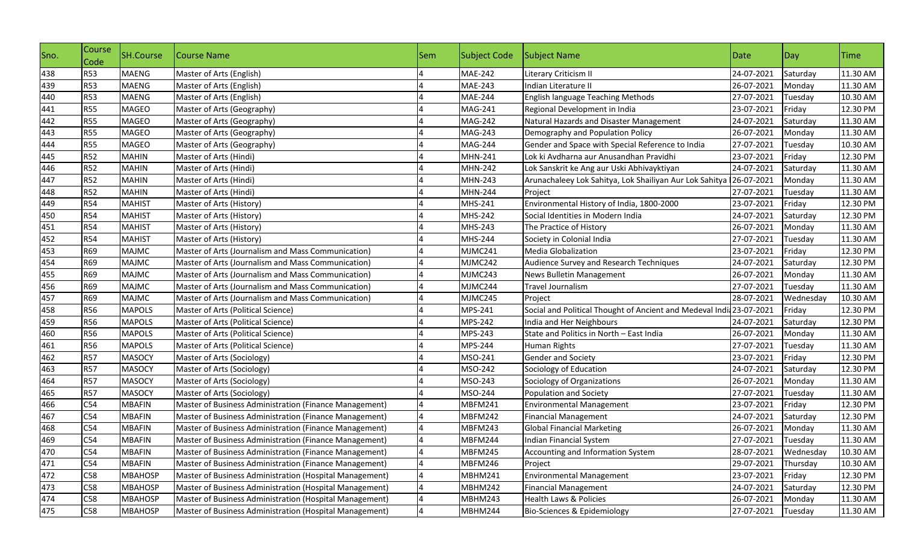| Sno. | Course Code | SH.Course | Course Name | Sem | Subject Code | Subject Name | Date | Day | Time |
|---|---|---|---|---|---|---|---|---|---|
| 438 | R53 | MAENG | Master of Arts (English) | 4 | MAE-242 | Literary Criticism II | 24-07-2021 | Saturday | 11.30 AM |
| 439 | R53 | MAENG | Master of Arts (English) | 4 | MAE-243 | Indian Literature II | 26-07-2021 | Monday | 11.30 AM |
| 440 | R53 | MAENG | Master of Arts (English) | 4 | MAE-244 | English language Teaching Methods | 27-07-2021 | Tuesday | 10.30 AM |
| 441 | R55 | MAGEO | Master of Arts (Geography) | 4 | MAG-241 | Regional Development in India | 23-07-2021 | Friday | 12.30 PM |
| 442 | R55 | MAGEO | Master of Arts (Geography) | 4 | MAG-242 | Natural Hazards and Disaster Management | 24-07-2021 | Saturday | 11.30 AM |
| 443 | R55 | MAGEO | Master of Arts (Geography) | 4 | MAG-243 | Demography and Population Policy | 26-07-2021 | Monday | 11.30 AM |
| 444 | R55 | MAGEO | Master of Arts (Geography) | 4 | MAG-244 | Gender and Space with Special Reference to India | 27-07-2021 | Tuesday | 10.30 AM |
| 445 | R52 | MAHIN | Master of Arts (Hindi) | 4 | MHN-241 | Lok ki Avdharna aur Anusandhan Pravidhi | 23-07-2021 | Friday | 12.30 PM |
| 446 | R52 | MAHIN | Master of Arts (Hindi) | 4 | MHN-242 | Lok Sanskrit ke Ang aur Uski Abhivayktiyan | 24-07-2021 | Saturday | 11.30 AM |
| 447 | R52 | MAHIN | Master of Arts (Hindi) | 4 | MHN-243 | Arunachaleey Lok Sahitya, Lok Shailiyan Aur Lok Sahitya | 26-07-2021 | Monday | 11.30 AM |
| 448 | R52 | MAHIN | Master of Arts (Hindi) | 4 | MHN-244 | Project | 27-07-2021 | Tuesday | 11.30 AM |
| 449 | R54 | MAHIST | Master of Arts (History) | 4 | MHS-241 | Environmental History of India, 1800-2000 | 23-07-2021 | Friday | 12.30 PM |
| 450 | R54 | MAHIST | Master of Arts (History) | 4 | MHS-242 | Social Identities in Modern India | 24-07-2021 | Saturday | 12.30 PM |
| 451 | R54 | MAHIST | Master of Arts (History) | 4 | MHS-243 | The Practice of History | 26-07-2021 | Monday | 11.30 AM |
| 452 | R54 | MAHIST | Master of Arts (History) | 4 | MHS-244 | Society in Colonial India | 27-07-2021 | Tuesday | 11.30 AM |
| 453 | R69 | MAJMC | Master of Arts (Journalism and Mass Communication) | 4 | MJMC241 | Media Globalization | 23-07-2021 | Friday | 12.30 PM |
| 454 | R69 | MAJMC | Master of Arts (Journalism and Mass Communication) | 4 | MJMC242 | Audience Survey and Research Techniques | 24-07-2021 | Saturday | 12.30 PM |
| 455 | R69 | MAJMC | Master of Arts (Journalism and Mass Communication) | 4 | MJMC243 | News Bulletin Management | 26-07-2021 | Monday | 11.30 AM |
| 456 | R69 | MAJMC | Master of Arts (Journalism and Mass Communication) | 4 | MJMC244 | Travel Journalism | 27-07-2021 | Tuesday | 11.30 AM |
| 457 | R69 | MAJMC | Master of Arts (Journalism and Mass Communication) | 4 | MJMC245 | Project | 28-07-2021 | Wednesday | 10.30 AM |
| 458 | R56 | MAPOLS | Master of Arts (Political Science) | 4 | MPS-241 | Social and Political Thought of Ancient and Medeval Indi | 23-07-2021 | Friday | 12.30 PM |
| 459 | R56 | MAPOLS | Master of Arts (Political Science) | 4 | MPS-242 | India and Her Neighbours | 24-07-2021 | Saturday | 12.30 PM |
| 460 | R56 | MAPOLS | Master of Arts (Political Science) | 4 | MPS-243 | State and Politics in North – East India | 26-07-2021 | Monday | 11.30 AM |
| 461 | R56 | MAPOLS | Master of Arts (Political Science) | 4 | MPS-244 | Human Rights | 27-07-2021 | Tuesday | 11.30 AM |
| 462 | R57 | MASOCY | Master of Arts (Sociology) | 4 | MSO-241 | Gender and Society | 23-07-2021 | Friday | 12.30 PM |
| 463 | R57 | MASOCY | Master of Arts (Sociology) | 4 | MSO-242 | Sociology of Education | 24-07-2021 | Saturday | 12.30 PM |
| 464 | R57 | MASOCY | Master of Arts (Sociology) | 4 | MSO-243 | Sociology of Organizations | 26-07-2021 | Monday | 11.30 AM |
| 465 | R57 | MASOCY | Master of Arts (Sociology) | 4 | MSO-244 | Population and Society | 27-07-2021 | Tuesday | 11.30 AM |
| 466 | C54 | MBAFIN | Master of Business Administration (Finance Management) | 4 | MBFM241 | Environmental Management | 23-07-2021 | Friday | 12.30 PM |
| 467 | C54 | MBAFIN | Master of Business Administration (Finance Management) | 4 | MBFM242 | Financial Management | 24-07-2021 | Saturday | 12.30 PM |
| 468 | C54 | MBAFIN | Master of Business Administration (Finance Management) | 4 | MBFM243 | Global Financial Marketing | 26-07-2021 | Monday | 11.30 AM |
| 469 | C54 | MBAFIN | Master of Business Administration (Finance Management) | 4 | MBFM244 | Indian Financial System | 27-07-2021 | Tuesday | 11.30 AM |
| 470 | C54 | MBAFIN | Master of Business Administration (Finance Management) | 4 | MBFM245 | Accounting and Information System | 28-07-2021 | Wednesday | 10.30 AM |
| 471 | C54 | MBAFIN | Master of Business Administration (Finance Management) | 4 | MBFM246 | Project | 29-07-2021 | Thursday | 10.30 AM |
| 472 | C58 | MBAHOSP | Master of Business Administration (Hospital Management) | 4 | MBHM241 | Environmental Management | 23-07-2021 | Friday | 12.30 PM |
| 473 | C58 | MBAHOSP | Master of Business Administration (Hospital Management) | 4 | MBHM242 | Financial Management | 24-07-2021 | Saturday | 12.30 PM |
| 474 | C58 | MBAHOSP | Master of Business Administration (Hospital Management) | 4 | MBHM243 | Health Laws & Policies | 26-07-2021 | Monday | 11.30 AM |
| 475 | C58 | MBAHOSP | Master of Business Administration (Hospital Management) | 4 | MBHM244 | Bio-Sciences & Epidemiology | 27-07-2021 | Tuesday | 11.30 AM |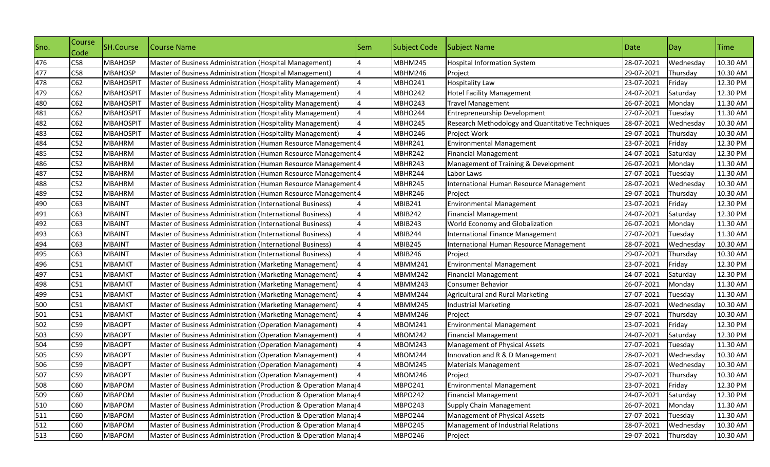| Sno. | Course Code | SH.Course | Course Name | Sem | Subject Code | Subject Name | Date | Day | Time |
|---|---|---|---|---|---|---|---|---|---|
| 476 | C58 | MBAHOSP | Master of Business Administration (Hospital Management) | 4 | MBHM245 | Hospital Information System | 28-07-2021 | Wednesday | 10.30 AM |
| 477 | C58 | MBAHOSP | Master of Business Administration (Hospital Management) | 4 | MBHM246 | Project | 29-07-2021 | Thursday | 10.30 AM |
| 478 | C62 | MBAHOSPIT | Master of Business Administration (Hospitality Management) | 4 | MBHO241 | Hospitality Law | 23-07-2021 | Friday | 12.30 PM |
| 479 | C62 | MBAHOSPIT | Master of Business Administration (Hospitality Management) | 4 | MBHO242 | Hotel Facility Management | 24-07-2021 | Saturday | 12.30 PM |
| 480 | C62 | MBAHOSPIT | Master of Business Administration (Hospitality Management) | 4 | MBHO243 | Travel Management | 26-07-2021 | Monday | 11.30 AM |
| 481 | C62 | MBAHOSPIT | Master of Business Administration (Hospitality Management) | 4 | MBHO244 | Entrepreneurship Development | 27-07-2021 | Tuesday | 11.30 AM |
| 482 | C62 | MBAHOSPIT | Master of Business Administration (Hospitality Management) | 4 | MBHO245 | Research Methodology and Quantitative Techniques | 28-07-2021 | Wednesday | 10.30 AM |
| 483 | C62 | MBAHOSPIT | Master of Business Administration (Hospitality Management) | 4 | MBHO246 | Project Work | 29-07-2021 | Thursday | 10.30 AM |
| 484 | C52 | MBAHRM | Master of Business Administration (Human Resource Management | 4 | MBHR241 | Environmental Management | 23-07-2021 | Friday | 12.30 PM |
| 485 | C52 | MBAHRM | Master of Business Administration (Human Resource Management | 4 | MBHR242 | Financial Management | 24-07-2021 | Saturday | 12.30 PM |
| 486 | C52 | MBAHRM | Master of Business Administration (Human Resource Management | 4 | MBHR243 | Management of Training & Development | 26-07-2021 | Monday | 11.30 AM |
| 487 | C52 | MBAHRM | Master of Business Administration (Human Resource Management | 4 | MBHR244 | Labor Laws | 27-07-2021 | Tuesday | 11.30 AM |
| 488 | C52 | MBAHRM | Master of Business Administration (Human Resource Management | 4 | MBHR245 | International Human Resource Management | 28-07-2021 | Wednesday | 10.30 AM |
| 489 | C52 | MBAHRM | Master of Business Administration (Human Resource Management | 4 | MBHR246 | Project | 29-07-2021 | Thursday | 10.30 AM |
| 490 | C63 | MBAINT | Master of Business Administration (International Business) | 4 | MBIB241 | Environmental Management | 23-07-2021 | Friday | 12.30 PM |
| 491 | C63 | MBAINT | Master of Business Administration (International Business) | 4 | MBIB242 | Financial Management | 24-07-2021 | Saturday | 12.30 PM |
| 492 | C63 | MBAINT | Master of Business Administration (International Business) | 4 | MBIB243 | World Economy and Globalization | 26-07-2021 | Monday | 11.30 AM |
| 493 | C63 | MBAINT | Master of Business Administration (International Business) | 4 | MBIB244 | International Finance Management | 27-07-2021 | Tuesday | 11.30 AM |
| 494 | C63 | MBAINT | Master of Business Administration (International Business) | 4 | MBIB245 | International Human Resource Management | 28-07-2021 | Wednesday | 10.30 AM |
| 495 | C63 | MBAINT | Master of Business Administration (International Business) | 4 | MBIB246 | Project | 29-07-2021 | Thursday | 10.30 AM |
| 496 | C51 | MBAMKT | Master of Business Administration (Marketing Management) | 4 | MBMM241 | Environmental Management | 23-07-2021 | Friday | 12.30 PM |
| 497 | C51 | MBAMKT | Master of Business Administration (Marketing Management) | 4 | MBMM242 | Financial Management | 24-07-2021 | Saturday | 12.30 PM |
| 498 | C51 | MBAMKT | Master of Business Administration (Marketing Management) | 4 | MBMM243 | Consumer Behavior | 26-07-2021 | Monday | 11.30 AM |
| 499 | C51 | MBAMKT | Master of Business Administration (Marketing Management) | 4 | MBMM244 | Agricultural and Rural Marketing | 27-07-2021 | Tuesday | 11.30 AM |
| 500 | C51 | MBAMKT | Master of Business Administration (Marketing Management) | 4 | MBMM245 | Industrial Marketing | 28-07-2021 | Wednesday | 10.30 AM |
| 501 | C51 | MBAMKT | Master of Business Administration (Marketing Management) | 4 | MBMM246 | Project | 29-07-2021 | Thursday | 10.30 AM |
| 502 | C59 | MBAOPT | Master of Business Administration (Operation Management) | 4 | MBOM241 | Environmental Management | 23-07-2021 | Friday | 12.30 PM |
| 503 | C59 | MBAOPT | Master of Business Administration (Operation Management) | 4 | MBOM242 | Financial Management | 24-07-2021 | Saturday | 12.30 PM |
| 504 | C59 | MBAOPT | Master of Business Administration (Operation Management) | 4 | MBOM243 | Management of Physical Assets | 27-07-2021 | Tuesday | 11.30 AM |
| 505 | C59 | MBAOPT | Master of Business Administration (Operation Management) | 4 | MBOM244 | Innovation and R & D Management | 28-07-2021 | Wednesday | 10.30 AM |
| 506 | C59 | MBAOPT | Master of Business Administration (Operation Management) | 4 | MBOM245 | Materials Management | 28-07-2021 | Wednesday | 10.30 AM |
| 507 | C59 | MBAOPT | Master of Business Administration (Operation Management) | 4 | MBOM246 | Project | 29-07-2021 | Thursday | 10.30 AM |
| 508 | C60 | MBAPOM | Master of Business Administration (Production & Operation Mana | 4 | MBPO241 | Environmental Management | 23-07-2021 | Friday | 12.30 PM |
| 509 | C60 | MBAPOM | Master of Business Administration (Production & Operation Mana | 4 | MBPO242 | Financial Management | 24-07-2021 | Saturday | 12.30 PM |
| 510 | C60 | MBAPOM | Master of Business Administration (Production & Operation Mana | 4 | MBPO243 | Supply Chain Management | 26-07-2021 | Monday | 11.30 AM |
| 511 | C60 | MBAPOM | Master of Business Administration (Production & Operation Mana | 4 | MBPO244 | Management of Physical Assets | 27-07-2021 | Tuesday | 11.30 AM |
| 512 | C60 | MBAPOM | Master of Business Administration (Production & Operation Mana | 4 | MBPO245 | Management of Industrial Relations | 28-07-2021 | Wednesday | 10.30 AM |
| 513 | C60 | MBAPOM | Master of Business Administration (Production & Operation Mana | 4 | MBPO246 | Project | 29-07-2021 | Thursday | 10.30 AM |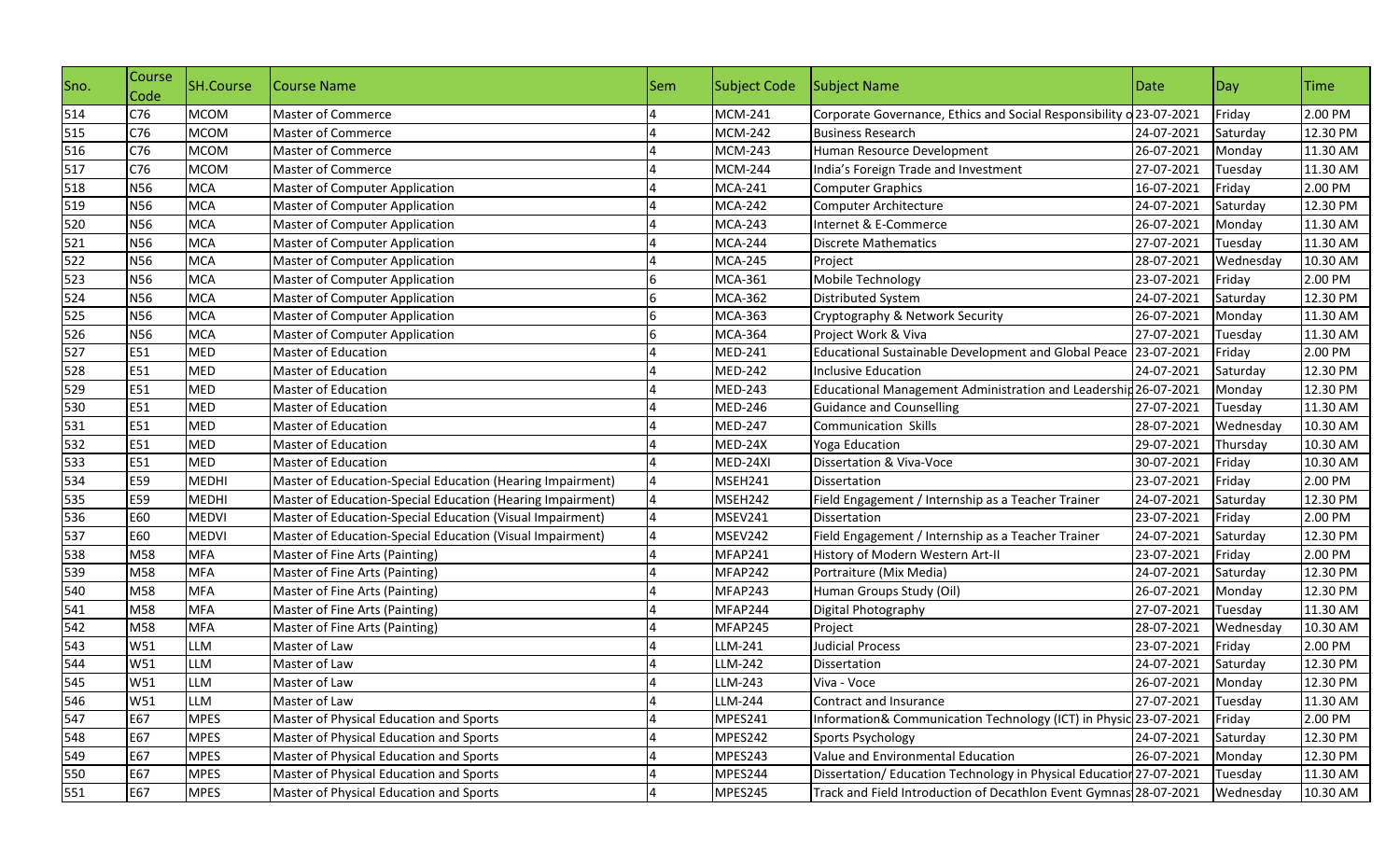| Sno. | Course Code | SH.Course | Course Name | Sem | Subject Code | Subject Name | Date | Day | Time |
|---|---|---|---|---|---|---|---|---|---|
| 514 | C76 | MCOM | Master of Commerce | 4 | MCM-241 | Corporate Governance, Ethics and Social Responsibility o | 23-07-2021 | Friday | 2.00 PM |
| 515 | C76 | MCOM | Master of Commerce | 4 | MCM-242 | Business Research | 24-07-2021 | Saturday | 12.30 PM |
| 516 | C76 | MCOM | Master of Commerce | 4 | MCM-243 | Human Resource Development | 26-07-2021 | Monday | 11.30 AM |
| 517 | C76 | MCOM | Master of Commerce | 4 | MCM-244 | India's Foreign Trade and Investment | 27-07-2021 | Tuesday | 11.30 AM |
| 518 | N56 | MCA | Master of Computer Application | 4 | MCA-241 | Computer Graphics | 16-07-2021 | Friday | 2.00 PM |
| 519 | N56 | MCA | Master of Computer Application | 4 | MCA-242 | Computer Architecture | 24-07-2021 | Saturday | 12.30 PM |
| 520 | N56 | MCA | Master of Computer Application | 4 | MCA-243 | Internet & E-Commerce | 26-07-2021 | Monday | 11.30 AM |
| 521 | N56 | MCA | Master of Computer Application | 4 | MCA-244 | Discrete Mathematics | 27-07-2021 | Tuesday | 11.30 AM |
| 522 | N56 | MCA | Master of Computer Application | 4 | MCA-245 | Project | 28-07-2021 | Wednesday | 10.30 AM |
| 523 | N56 | MCA | Master of Computer Application | 6 | MCA-361 | Mobile Technology | 23-07-2021 | Friday | 2.00 PM |
| 524 | N56 | MCA | Master of Computer Application | 6 | MCA-362 | Distributed System | 24-07-2021 | Saturday | 12.30 PM |
| 525 | N56 | MCA | Master of Computer Application | 6 | MCA-363 | Cryptography & Network Security | 26-07-2021 | Monday | 11.30 AM |
| 526 | N56 | MCA | Master of Computer Application | 6 | MCA-364 | Project Work & Viva | 27-07-2021 | Tuesday | 11.30 AM |
| 527 | E51 | MED | Master of Education | 4 | MED-241 | Educational Sustainable Development and Global Peace | 23-07-2021 | Friday | 2.00 PM |
| 528 | E51 | MED | Master of Education | 4 | MED-242 | Inclusive Education | 24-07-2021 | Saturday | 12.30 PM |
| 529 | E51 | MED | Master of Education | 4 | MED-243 | Educational Management Administration and Leadership | 26-07-2021 | Monday | 12.30 PM |
| 530 | E51 | MED | Master of Education | 4 | MED-246 | Guidance and Counselling | 27-07-2021 | Tuesday | 11.30 AM |
| 531 | E51 | MED | Master of Education | 4 | MED-247 | Communication Skills | 28-07-2021 | Wednesday | 10.30 AM |
| 532 | E51 | MED | Master of Education | 4 | MED-24X | Yoga Education | 29-07-2021 | Thursday | 10.30 AM |
| 533 | E51 | MED | Master of Education | 4 | MED-24XI | Dissertation & Viva-Voce | 30-07-2021 | Friday | 10.30 AM |
| 534 | E59 | MEDHI | Master of Education-Special Education (Hearing Impairment) | 4 | MSEH241 | Dissertation | 23-07-2021 | Friday | 2.00 PM |
| 535 | E59 | MEDHI | Master of Education-Special Education (Hearing Impairment) | 4 | MSEH242 | Field Engagement / Internship as a Teacher Trainer | 24-07-2021 | Saturday | 12.30 PM |
| 536 | E60 | MEDVI | Master of Education-Special Education (Visual Impairment) | 4 | MSEV241 | Dissertation | 23-07-2021 | Friday | 2.00 PM |
| 537 | E60 | MEDVI | Master of Education-Special Education (Visual Impairment) | 4 | MSEV242 | Field Engagement / Internship as a Teacher Trainer | 24-07-2021 | Saturday | 12.30 PM |
| 538 | M58 | MFA | Master of Fine Arts (Painting) | 4 | MFAP241 | History of Modern Western Art-II | 23-07-2021 | Friday | 2.00 PM |
| 539 | M58 | MFA | Master of Fine Arts (Painting) | 4 | MFAP242 | Portraiture (Mix Media) | 24-07-2021 | Saturday | 12.30 PM |
| 540 | M58 | MFA | Master of Fine Arts (Painting) | 4 | MFAP243 | Human Groups Study (Oil) | 26-07-2021 | Monday | 12.30 PM |
| 541 | M58 | MFA | Master of Fine Arts (Painting) | 4 | MFAP244 | Digital Photography | 27-07-2021 | Tuesday | 11.30 AM |
| 542 | M58 | MFA | Master of Fine Arts (Painting) | 4 | MFAP245 | Project | 28-07-2021 | Wednesday | 10.30 AM |
| 543 | W51 | LLM | Master of Law | 4 | LLM-241 | Judicial Process | 23-07-2021 | Friday | 2.00 PM |
| 544 | W51 | LLM | Master of Law | 4 | LLM-242 | Dissertation | 24-07-2021 | Saturday | 12.30 PM |
| 545 | W51 | LLM | Master of Law | 4 | LLM-243 | Viva - Voce | 26-07-2021 | Monday | 12.30 PM |
| 546 | W51 | LLM | Master of Law | 4 | LLM-244 | Contract and Insurance | 27-07-2021 | Tuesday | 11.30 AM |
| 547 | E67 | MPES | Master of Physical Education and Sports | 4 | MPES241 | Information& Communication Technology (ICT) in Physic | 23-07-2021 | Friday | 2.00 PM |
| 548 | E67 | MPES | Master of Physical Education and Sports | 4 | MPES242 | Sports Psychology | 24-07-2021 | Saturday | 12.30 PM |
| 549 | E67 | MPES | Master of Physical Education and Sports | 4 | MPES243 | Value and Environmental Education | 26-07-2021 | Monday | 12.30 PM |
| 550 | E67 | MPES | Master of Physical Education and Sports | 4 | MPES244 | Dissertation/ Education Technology in Physical Educatior | 27-07-2021 | Tuesday | 11.30 AM |
| 551 | E67 | MPES | Master of Physical Education and Sports | 4 | MPES245 | Track and Field Introduction of Decathlon Event Gymnas | 28-07-2021 | Wednesday | 10.30 AM |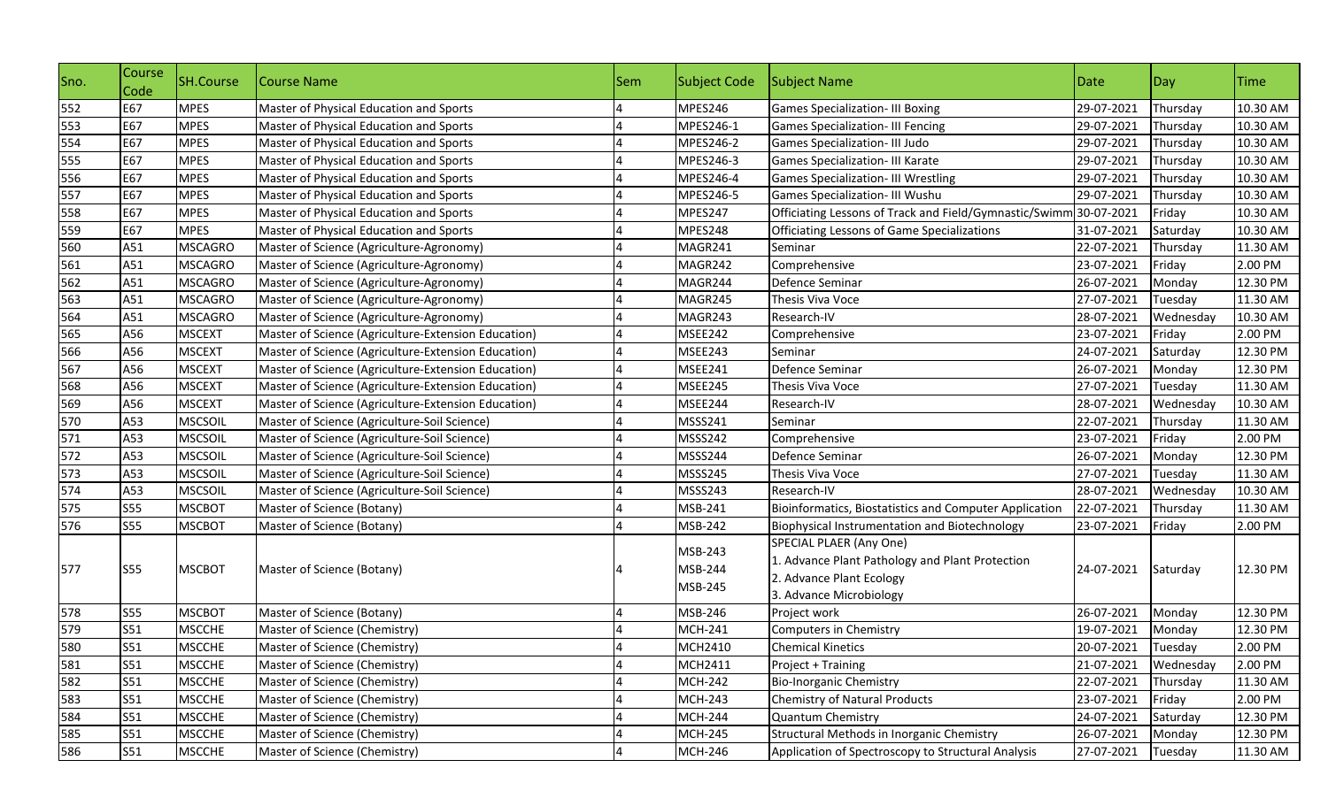| Sno. | Course Code | SH.Course | Course Name | Sem | Subject Code | Subject Name | Date | Day | Time |
|---|---|---|---|---|---|---|---|---|---|
| 552 | E67 | MPES | Master of Physical Education and Sports | 4 | MPES246 | Games Specialization- III Boxing | 29-07-2021 | Thursday | 10.30 AM |
| 553 | E67 | MPES | Master of Physical Education and Sports | 4 | MPES246-1 | Games Specialization- III Fencing | 29-07-2021 | Thursday | 10.30 AM |
| 554 | E67 | MPES | Master of Physical Education and Sports | 4 | MPES246-2 | Games Specialization- III Judo | 29-07-2021 | Thursday | 10.30 AM |
| 555 | E67 | MPES | Master of Physical Education and Sports | 4 | MPES246-3 | Games Specialization- III Karate | 29-07-2021 | Thursday | 10.30 AM |
| 556 | E67 | MPES | Master of Physical Education and Sports | 4 | MPES246-4 | Games Specialization- III Wrestling | 29-07-2021 | Thursday | 10.30 AM |
| 557 | E67 | MPES | Master of Physical Education and Sports | 4 | MPES246-5 | Games Specialization- III Wushu | 29-07-2021 | Thursday | 10.30 AM |
| 558 | E67 | MPES | Master of Physical Education and Sports | 4 | MPES247 | Officiating Lessons of Track and Field/Gymnastic/Swimm | 30-07-2021 | Friday | 10.30 AM |
| 559 | E67 | MPES | Master of Physical Education and Sports | 4 | MPES248 | Officiating Lessons of Game Specializations | 31-07-2021 | Saturday | 10.30 AM |
| 560 | A51 | MSCAGRO | Master of Science (Agriculture-Agronomy) | 4 | MAGR241 | Seminar | 22-07-2021 | Thursday | 11.30 AM |
| 561 | A51 | MSCAGRO | Master of Science (Agriculture-Agronomy) | 4 | MAGR242 | Comprehensive | 23-07-2021 | Friday | 2.00 PM |
| 562 | A51 | MSCAGRO | Master of Science (Agriculture-Agronomy) | 4 | MAGR244 | Defence Seminar | 26-07-2021 | Monday | 12.30 PM |
| 563 | A51 | MSCAGRO | Master of Science (Agriculture-Agronomy) | 4 | MAGR245 | Thesis Viva Voce | 27-07-2021 | Tuesday | 11.30 AM |
| 564 | A51 | MSCAGRO | Master of Science (Agriculture-Agronomy) | 4 | MAGR243 | Research-IV | 28-07-2021 | Wednesday | 10.30 AM |
| 565 | A56 | MSCEXT | Master of Science (Agriculture-Extension Education) | 4 | MSEE242 | Comprehensive | 23-07-2021 | Friday | 2.00 PM |
| 566 | A56 | MSCEXT | Master of Science (Agriculture-Extension Education) | 4 | MSEE243 | Seminar | 24-07-2021 | Saturday | 12.30 PM |
| 567 | A56 | MSCEXT | Master of Science (Agriculture-Extension Education) | 4 | MSEE241 | Defence Seminar | 26-07-2021 | Monday | 12.30 PM |
| 568 | A56 | MSCEXT | Master of Science (Agriculture-Extension Education) | 4 | MSEE245 | Thesis Viva Voce | 27-07-2021 | Tuesday | 11.30 AM |
| 569 | A56 | MSCEXT | Master of Science (Agriculture-Extension Education) | 4 | MSEE244 | Research-IV | 28-07-2021 | Wednesday | 10.30 AM |
| 570 | A53 | MSCSOIL | Master of Science (Agriculture-Soil Science) | 4 | MSSS241 | Seminar | 22-07-2021 | Thursday | 11.30 AM |
| 571 | A53 | MSCSOIL | Master of Science (Agriculture-Soil Science) | 4 | MSSS242 | Comprehensive | 23-07-2021 | Friday | 2.00 PM |
| 572 | A53 | MSCSOIL | Master of Science (Agriculture-Soil Science) | 4 | MSSS244 | Defence Seminar | 26-07-2021 | Monday | 12.30 PM |
| 573 | A53 | MSCSOIL | Master of Science (Agriculture-Soil Science) | 4 | MSSS245 | Thesis Viva Voce | 27-07-2021 | Tuesday | 11.30 AM |
| 574 | A53 | MSCSOIL | Master of Science (Agriculture-Soil Science) | 4 | MSSS243 | Research-IV | 28-07-2021 | Wednesday | 10.30 AM |
| 575 | S55 | MSCBOT | Master of Science (Botany) | 4 | MSB-241 | Bioinformatics, Biostatistics and Computer Application | 22-07-2021 | Thursday | 11.30 AM |
| 576 | S55 | MSCBOT | Master of Science (Botany) | 4 | MSB-242 | Biophysical Instrumentation and Biotechnology | 23-07-2021 | Friday | 2.00 PM |
| 577 | S55 | MSCBOT | Master of Science (Botany) | 4 | MSB-243 MSB-244 MSB-245 | SPECIAL PLAER (Any One) 1. Advance Plant Pathology and Plant Protection 2. Advance Plant Ecology 3. Advance Microbiology | 24-07-2021 | Saturday | 12.30 PM |
| 578 | S55 | MSCBOT | Master of Science (Botany) | 4 | MSB-246 | Project work | 26-07-2021 | Monday | 12.30 PM |
| 579 | S51 | MSCCHE | Master of Science (Chemistry) | 4 | MCH-241 | Computers in Chemistry | 19-07-2021 | Monday | 12.30 PM |
| 580 | S51 | MSCCHE | Master of Science (Chemistry) | 4 | MCH2410 | Chemical Kinetics | 20-07-2021 | Tuesday | 2.00 PM |
| 581 | S51 | MSCCHE | Master of Science (Chemistry) | 4 | MCH2411 | Project + Training | 21-07-2021 | Wednesday | 2.00 PM |
| 582 | S51 | MSCCHE | Master of Science (Chemistry) | 4 | MCH-242 | Bio-Inorganic Chemistry | 22-07-2021 | Thursday | 11.30 AM |
| 583 | S51 | MSCCHE | Master of Science (Chemistry) | 4 | MCH-243 | Chemistry of Natural Products | 23-07-2021 | Friday | 2.00 PM |
| 584 | S51 | MSCCHE | Master of Science (Chemistry) | 4 | MCH-244 | Quantum Chemistry | 24-07-2021 | Saturday | 12.30 PM |
| 585 | S51 | MSCCHE | Master of Science (Chemistry) | 4 | MCH-245 | Structural Methods in Inorganic Chemistry | 26-07-2021 | Monday | 12.30 PM |
| 586 | S51 | MSCCHE | Master of Science (Chemistry) | 4 | MCH-246 | Application of Spectroscopy to Structural Analysis | 27-07-2021 | Tuesday | 11.30 AM |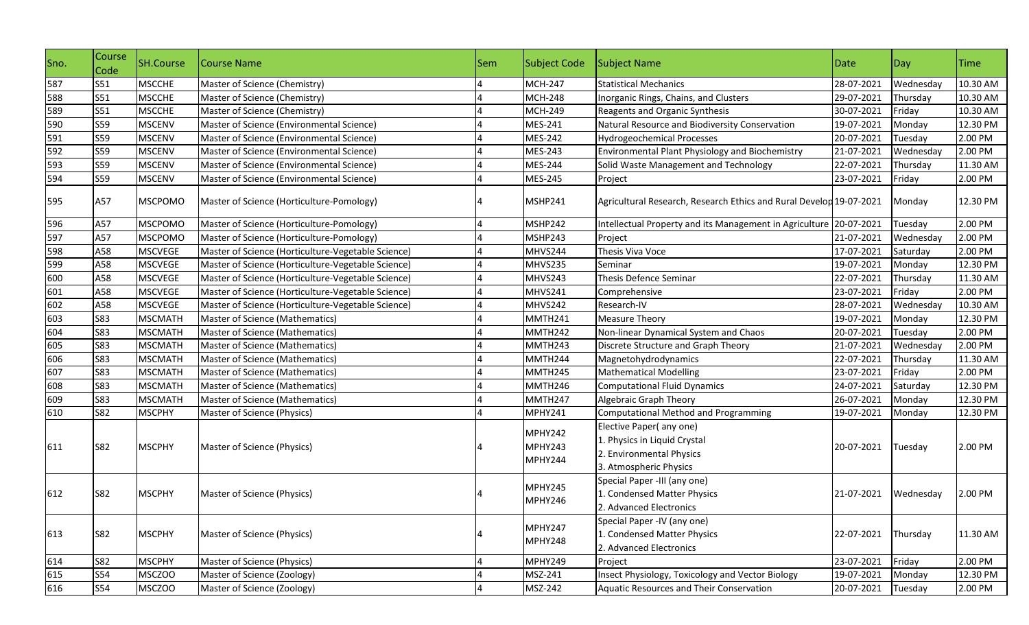| Sno. | Course Code | SH.Course | Course Name | Sem | Subject Code | Subject Name | Date | Day | Time |
|---|---|---|---|---|---|---|---|---|---|
| 587 | S51 | MSCCHE | Master of Science (Chemistry) | 4 | MCH-247 | Statistical Mechanics | 28-07-2021 | Wednesday | 10.30 AM |
| 588 | S51 | MSCCHE | Master of Science (Chemistry) | 4 | MCH-248 | Inorganic Rings, Chains, and Clusters | 29-07-2021 | Thursday | 10.30 AM |
| 589 | S51 | MSCCHE | Master of Science (Chemistry) | 4 | MCH-249 | Reagents and Organic Synthesis | 30-07-2021 | Friday | 10.30 AM |
| 590 | S59 | MSCENV | Master of Science (Environmental Science) | 4 | MES-241 | Natural Resource and Biodiversity Conservation | 19-07-2021 | Monday | 12.30 PM |
| 591 | S59 | MSCENV | Master of Science (Environmental Science) | 4 | MES-242 | Hydrogeochemical Processes | 20-07-2021 | Tuesday | 2.00 PM |
| 592 | S59 | MSCENV | Master of Science (Environmental Science) | 4 | MES-243 | Environmental Plant Physiology and Biochemistry | 21-07-2021 | Wednesday | 2.00 PM |
| 593 | S59 | MSCENV | Master of Science (Environmental Science) | 4 | MES-244 | Solid Waste Management and Technology | 22-07-2021 | Thursday | 11.30 AM |
| 594 | S59 | MSCENV | Master of Science (Environmental Science) | 4 | MES-245 | Project | 23-07-2021 | Friday | 2.00 PM |
| 595 | A57 | MSCPOMO | Master of Science (Horticulture-Pomology) | 4 | MSHP241 | Agricultural Research, Research Ethics and Rural Develop | 19-07-2021 | Monday | 12.30 PM |
| 596 | A57 | MSCPOMO | Master of Science (Horticulture-Pomology) | 4 | MSHP242 | Intellectual Property and its Management in Agriculture | 20-07-2021 | Tuesday | 2.00 PM |
| 597 | A57 | MSCPOMO | Master of Science (Horticulture-Pomology) | 4 | MSHP243 | Project | 21-07-2021 | Wednesday | 2.00 PM |
| 598 | A58 | MSCVEGE | Master of Science (Horticulture-Vegetable Science) | 4 | MHVS244 | Thesis Viva Voce | 17-07-2021 | Saturday | 2.00 PM |
| 599 | A58 | MSCVEGE | Master of Science (Horticulture-Vegetable Science) | 4 | MHVS235 | Seminar | 19-07-2021 | Monday | 12.30 PM |
| 600 | A58 | MSCVEGE | Master of Science (Horticulture-Vegetable Science) | 4 | MHVS243 | Thesis Defence Seminar | 22-07-2021 | Thursday | 11.30 AM |
| 601 | A58 | MSCVEGE | Master of Science (Horticulture-Vegetable Science) | 4 | MHVS241 | Comprehensive | 23-07-2021 | Friday | 2.00 PM |
| 602 | A58 | MSCVEGE | Master of Science (Horticulture-Vegetable Science) | 4 | MHVS242 | Research-IV | 28-07-2021 | Wednesday | 10.30 AM |
| 603 | S83 | MSCMATH | Master of Science (Mathematics) | 4 | MMTH241 | Measure Theory | 19-07-2021 | Monday | 12.30 PM |
| 604 | S83 | MSCMATH | Master of Science (Mathematics) | 4 | MMTH242 | Non-linear Dynamical System and Chaos | 20-07-2021 | Tuesday | 2.00 PM |
| 605 | S83 | MSCMATH | Master of Science (Mathematics) | 4 | MMTH243 | Discrete Structure and Graph Theory | 21-07-2021 | Wednesday | 2.00 PM |
| 606 | S83 | MSCMATH | Master of Science (Mathematics) | 4 | MMTH244 | Magnetohydrodynamics | 22-07-2021 | Thursday | 11.30 AM |
| 607 | S83 | MSCMATH | Master of Science (Mathematics) | 4 | MMTH245 | Mathematical Modelling | 23-07-2021 | Friday | 2.00 PM |
| 608 | S83 | MSCMATH | Master of Science (Mathematics) | 4 | MMTH246 | Computational Fluid Dynamics | 24-07-2021 | Saturday | 12.30 PM |
| 609 | S83 | MSCMATH | Master of Science (Mathematics) | 4 | MMTH247 | Algebraic Graph Theory | 26-07-2021 | Monday | 12.30 PM |
| 610 | S82 | MSCPHY | Master of Science (Physics) | 4 | MPHY241 | Computational Method and Programming | 19-07-2021 | Monday | 12.30 PM |
| 611 | S82 | MSCPHY | Master of Science (Physics) | 4 | MPHY242<br>MPHY243<br>MPHY244 | Elective Paper( any one)<br>1. Physics in Liquid Crystal<br>2. Environmental Physics<br>3. Atmospheric Physics | 20-07-2021 | Tuesday | 2.00 PM |
| 612 | S82 | MSCPHY | Master of Science (Physics) | 4 | MPHY245<br>MPHY246 | Special Paper -III (any one)<br>1. Condensed Matter Physics<br>2. Advanced Electronics | 21-07-2021 | Wednesday | 2.00 PM |
| 613 | S82 | MSCPHY | Master of Science (Physics) | 4 | MPHY247<br>MPHY248 | Special Paper -IV (any one)<br>1. Condensed Matter Physics<br>2. Advanced Electronics | 22-07-2021 | Thursday | 11.30 AM |
| 614 | S82 | MSCPHY | Master of Science (Physics) | 4 | MPHY249 | Project | 23-07-2021 | Friday | 2.00 PM |
| 615 | S54 | MSCZOO | Master of Science (Zoology) | 4 | MSZ-241 | Insect Physiology, Toxicology and Vector Biology | 19-07-2021 | Monday | 12.30 PM |
| 616 | S54 | MSCZOO | Master of Science (Zoology) | 4 | MSZ-242 | Aquatic Resources and Their Conservation | 20-07-2021 | Tuesday | 2.00 PM |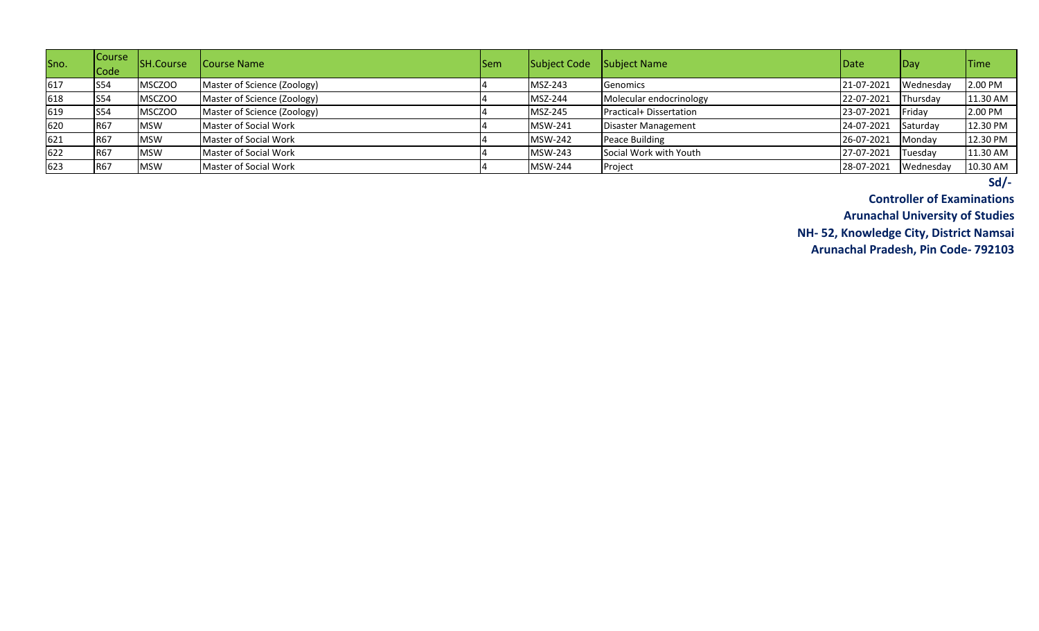| Sno. | Course Code | SH.Course | Course Name | Sem | Subject Code | Subject Name | Date | Day | Time |
|---|---|---|---|---|---|---|---|---|---|
| 617 | S54 | MSCZOO | Master of Science (Zoology) | 4 | MSZ-243 | Genomics | 21-07-2021 | Wednesday | 2.00 PM |
| 618 | S54 | MSCZOO | Master of Science (Zoology) | 4 | MSZ-244 | Molecular endocrinology | 22-07-2021 | Thursday | 11.30 AM |
| 619 | S54 | MSCZOO | Master of Science (Zoology) | 4 | MSZ-245 | Practical+ Dissertation | 23-07-2021 | Friday | 2.00 PM |
| 620 | R67 | MSW | Master of Social Work | 4 | MSW-241 | Disaster Management | 24-07-2021 | Saturday | 12.30 PM |
| 621 | R67 | MSW | Master of Social Work | 4 | MSW-242 | Peace Building | 26-07-2021 | Monday | 12.30 PM |
| 622 | R67 | MSW | Master of Social Work | 4 | MSW-243 | Social Work with Youth | 27-07-2021 | Tuesday | 11.30 AM |
| 623 | R67 | MSW | Master of Social Work | 4 | MSW-244 | Project | 28-07-2021 | Wednesday | 10.30 AM |

**Sd/-**

**Controller of Examinations**
**Arunachal University of Studies**
**NH- 52, Knowledge City, District Namsai**
**Arunachal Pradesh, Pin Code- 792103**